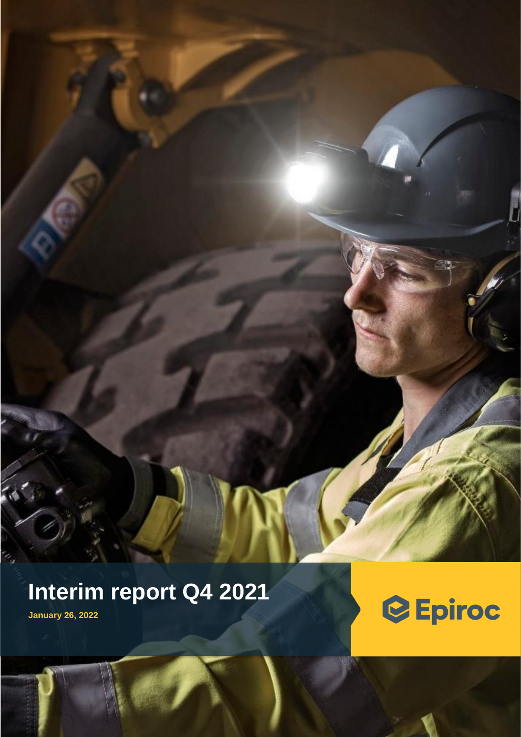# Interim report Q4 2021

**January 26, 2022**

Epiroc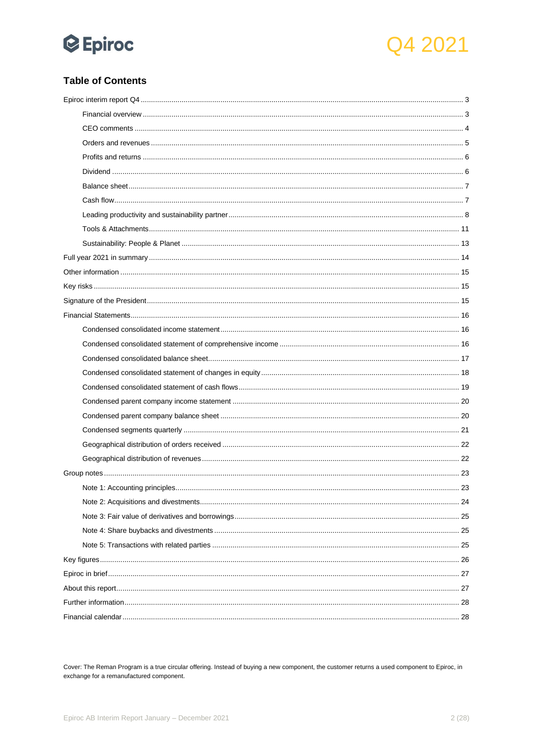## Table of Contents

- Epiroc interim report Q4 ... 3
  - Financial overview ... 3
  - CEO comments ... 4
  - Orders and revenues ... 5
  - Profits and returns ... 6
  - Dividend ... 6
  - Balance sheet ... 7
  - Cash flow ... 7
  - Leading productivity and sustainability partner ... 8
  - Tools & Attachments ... 11
  - Sustainability: People & Planet ... 13
- Full year 2021 in summary ... 14
- Other information ... 15
- Key risks ... 15
- Signature of the President ... 15
- Financial Statements ... 16
  - Condensed consolidated income statement ... 16
  - Condensed consolidated statement of comprehensive income ... 16
  - Condensed consolidated balance sheet ... 17
  - Condensed consolidated statement of changes in equity ... 18
  - Condensed consolidated statement of cash flows ... 19
  - Condensed parent company income statement ... 20
  - Condensed parent company balance sheet ... 20
  - Condensed segments quarterly ... 21
  - Geographical distribution of orders received ... 22
  - Geographical distribution of revenues ... 22
- Group notes ... 23
  - Note 1: Accounting principles ... 23
  - Note 2: Acquisitions and divestments ... 24
  - Note 3: Fair value of derivatives and borrowings ... 25
  - Note 4: Share buybacks and divestments ... 25
  - Note 5: Transactions with related parties ... 25
- Key figures ... 26
- Epiroc in brief ... 27
- About this report ... 27
- Further information ... 28
- Financial calendar ... 28

Cover: The Reman Program is a true circular offering. Instead of buying a new component, the customer returns a used component to Epiroc, in exchange for a remanufactured component.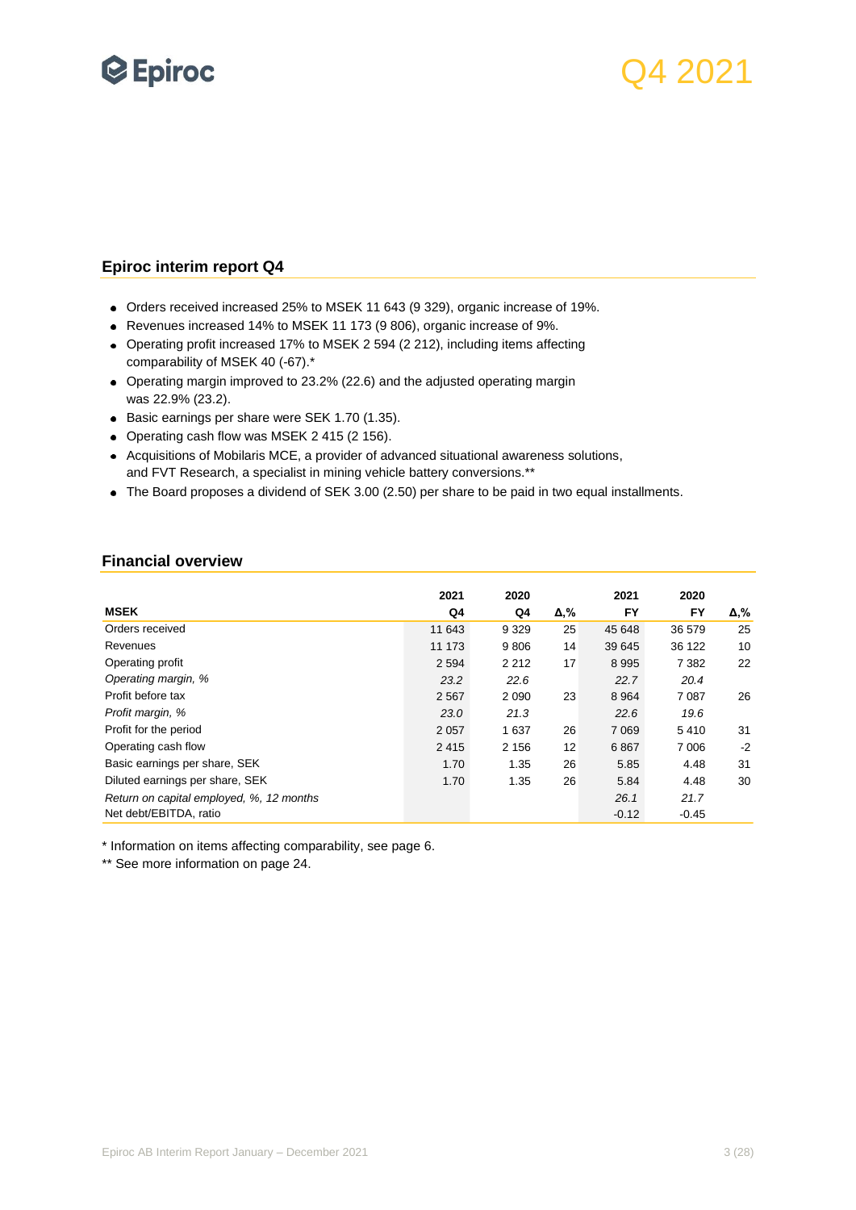Epiroc

Q4 2021

## Epiroc interim report Q4

- Orders received increased 25% to MSEK 11 643 (9 329), organic increase of 19%.
- Revenues increased 14% to MSEK 11 173 (9 806), organic increase of 9%.
- Operating profit increased 17% to MSEK 2 594 (2 212), including items affecting comparability of MSEK 40 (-67).*
- Operating margin improved to 23.2% (22.6) and the adjusted operating margin was 22.9% (23.2).
- Basic earnings per share were SEK 1.70 (1.35).
- Operating cash flow was MSEK 2 415 (2 156).
- Acquisitions of Mobilaris MCE, a provider of advanced situational awareness solutions, and FVT Research, a specialist in mining vehicle battery conversions.**
- The Board proposes a dividend of SEK 3.00 (2.50) per share to be paid in two equal installments.

## Financial overview

| MSEK | 2021 Q4 | 2020 Q4 | Δ,% | 2021 FY | 2020 FY | Δ,% |
|---|---|---|---|---|---|---|
| Orders received | 11 643 | 9 329 | 25 | 45 648 | 36 579 | 25 |
| Revenues | 11 173 | 9 806 | 14 | 39 645 | 36 122 | 10 |
| Operating profit | 2 594 | 2 212 | 17 | 8 995 | 7 382 | 22 |
| *Operating margin, %* | *23.2* | *22.6* | | *22.7* | *20.4* | |
| Profit before tax | 2 567 | 2 090 | 23 | 8 964 | 7 087 | 26 |
| *Profit margin, %* | *23.0* | *21.3* | | *22.6* | *19.6* | |
| Profit for the period | 2 057 | 1 637 | 26 | 7 069 | 5 410 | 31 |
| Operating cash flow | 2 415 | 2 156 | 12 | 6 867 | 7 006 | -2 |
| Basic earnings per share, SEK | 1.70 | 1.35 | 26 | 5.85 | 4.48 | 31 |
| Diluted earnings per share, SEK | 1.70 | 1.35 | 26 | 5.84 | 4.48 | 30 |
| *Return on capital employed, %, 12 months* | | | | *26.1* | *21.7* | |
| Net debt/EBITDA, ratio | | | | -0.12 | -0.45 | |

* Information on items affecting comparability, see page 6.

** See more information on page 24.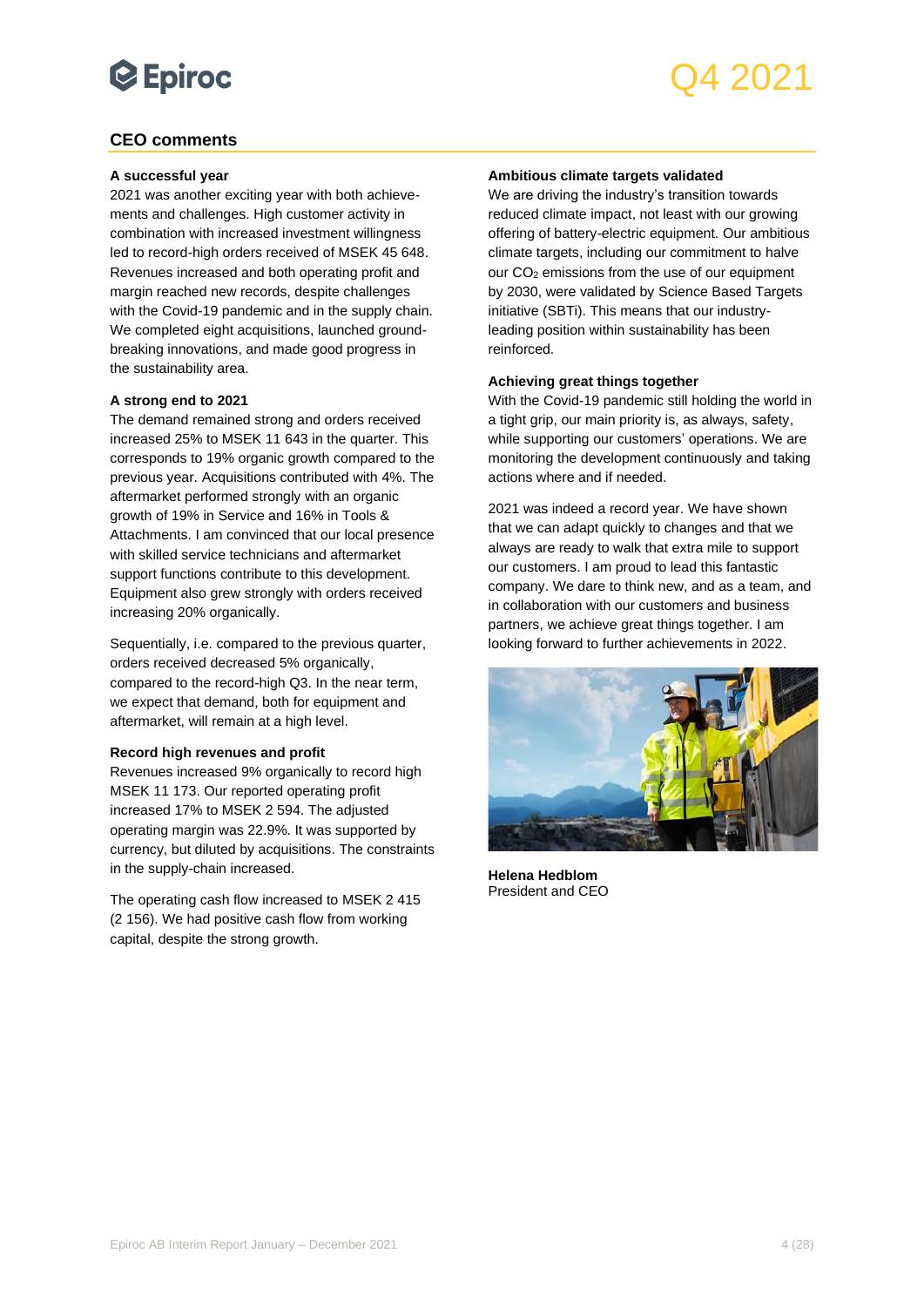## CEO comments

**A successful year**

2021 was another exciting year with both achievements and challenges. High customer activity in combination with increased investment willingness led to record-high orders received of MSEK 45 648. Revenues increased and both operating profit and margin reached new records, despite challenges with the Covid-19 pandemic and in the supply chain. We completed eight acquisitions, launched groundbreaking innovations, and made good progress in the sustainability area.

**A strong end to 2021**

The demand remained strong and orders received increased 25% to MSEK 11 643 in the quarter. This corresponds to 19% organic growth compared to the previous year. Acquisitions contributed with 4%. The aftermarket performed strongly with an organic growth of 19% in Service and 16% in Tools & Attachments. I am convinced that our local presence with skilled service technicians and aftermarket support functions contribute to this development. Equipment also grew strongly with orders received increasing 20% organically.

Sequentially, i.e. compared to the previous quarter, orders received decreased 5% organically, compared to the record-high Q3. In the near term, we expect that demand, both for equipment and aftermarket, will remain at a high level.

**Record high revenues and profit**

Revenues increased 9% organically to record high MSEK 11 173. Our reported operating profit increased 17% to MSEK 2 594. The adjusted operating margin was 22.9%. It was supported by currency, but diluted by acquisitions. The constraints in the supply-chain increased.

The operating cash flow increased to MSEK 2 415 (2 156). We had positive cash flow from working capital, despite the strong growth.

**Ambitious climate targets validated**

We are driving the industry's transition towards reduced climate impact, not least with our growing offering of battery-electric equipment. Our ambitious climate targets, including our commitment to halve our $CO_2$ emissions from the use of our equipment by 2030, were validated by Science Based Targets initiative (SBTi). This means that our industry-leading position within sustainability has been reinforced.

**Achieving great things together**

With the Covid-19 pandemic still holding the world in a tight grip, our main priority is, as always, safety, while supporting our customers' operations. We are monitoring the development continuously and taking actions where and if needed.

2021 was indeed a record year. We have shown that we can adapt quickly to changes and that we always are ready to walk that extra mile to support our customers. I am proud to lead this fantastic company. We dare to think new, and as a team, and in collaboration with our customers and business partners, we achieve great things together. I am looking forward to further achievements in 2022.

**Helena Hedblom**
President and CEO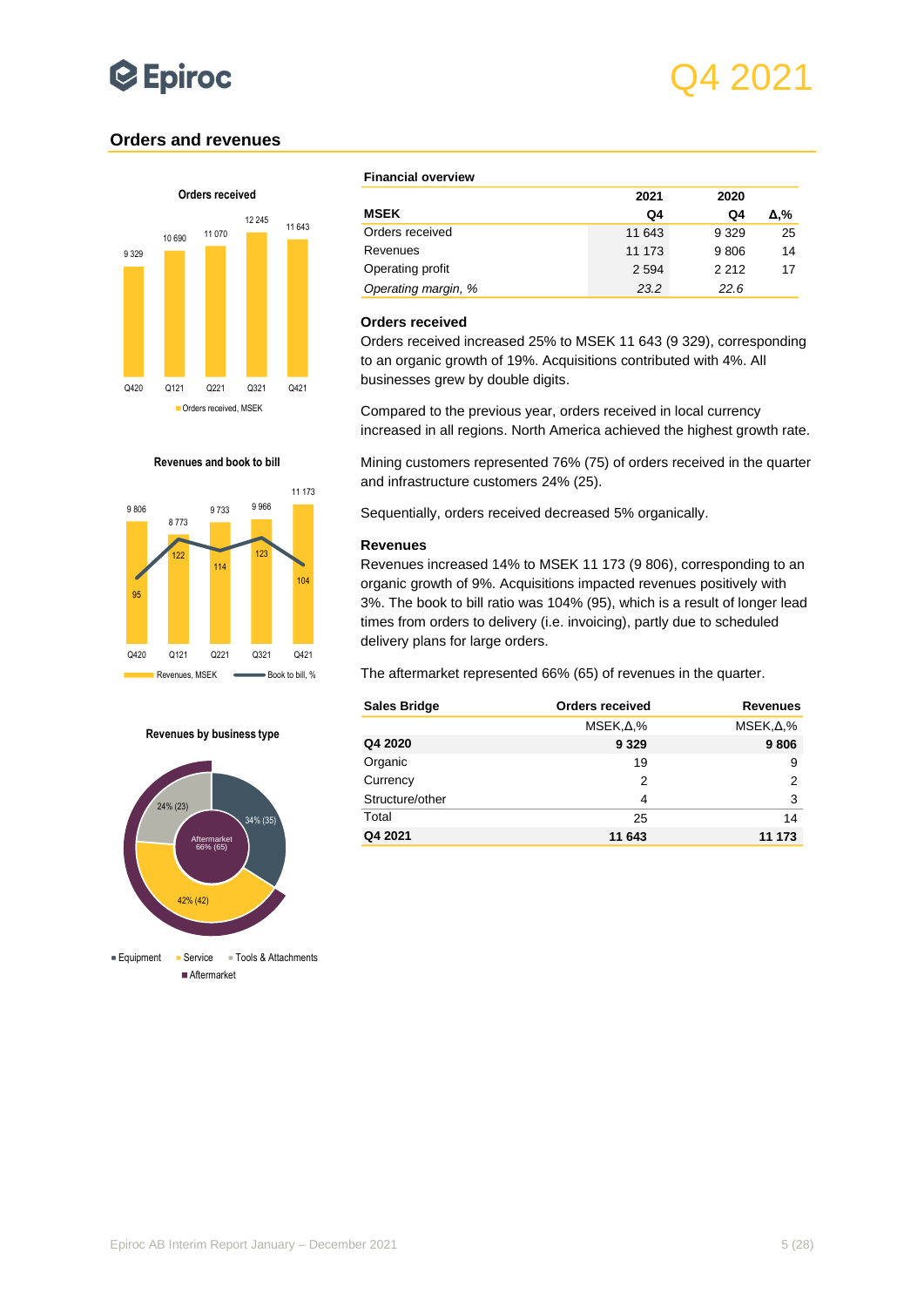## Orders and revenues

**Orders received**

| | Q420 | Q121 | Q221 | Q321 | Q421 |
|---|---|---|---|---|---|
| Orders received, MSEK | 9 329 | 10 690 | 11 070 | 12 245 | 11 643 |

**Revenues and book to bill**

| | Q420 | Q121 | Q221 | Q321 | Q421 |
|---|---|---|---|---|---|
| Revenues, MSEK | 9 806 | 8 773 | 9 733 | 9 966 | 11 173 |
| Book to bill, % | 95 | 122 | 114 | 123 | 104 |

**Revenues by business type**

- Equipment: 34% (35)
- Service: 42% (42)
- Tools & Attachments: 24% (23)
- Aftermarket: 66% (65)

**Financial overview**

| MSEK | 2021 Q4 | 2020 Q4 | Δ,% |
|---|---|---|---|
| Orders received | 11 643 | 9 329 | 25 |
| Revenues | 11 173 | 9 806 | 14 |
| Operating profit | 2 594 | 2 212 | 17 |
| *Operating margin, %* | *23.2* | *22.6* | |

### Orders received

Orders received increased 25% to MSEK 11 643 (9 329), corresponding to an organic growth of 19%. Acquisitions contributed with 4%. All businesses grew by double digits.

Compared to the previous year, orders received in local currency increased in all regions. North America achieved the highest growth rate.

Mining customers represented 76% (75) of orders received in the quarter and infrastructure customers 24% (25).

Sequentially, orders received decreased 5% organically.

### Revenues

Revenues increased 14% to MSEK 11 173 (9 806), corresponding to an organic growth of 9%. Acquisitions impacted revenues positively with 3%. The book to bill ratio was 104% (95), which is a result of longer lead times from orders to delivery (i.e. invoicing), partly due to scheduled delivery plans for large orders.

The aftermarket represented 66% (65) of revenues in the quarter.

| Sales Bridge | Orders received | Revenues |
|---|---|---|
| | MSEK,Δ,% | MSEK,Δ,% |
| **Q4 2020** | **9 329** | **9 806** |
| Organic | 19 | 9 |
| Currency | 2 | 2 |
| Structure/other | 4 | 3 |
| Total | 25 | 14 |
| **Q4 2021** | **11 643** | **11 173** |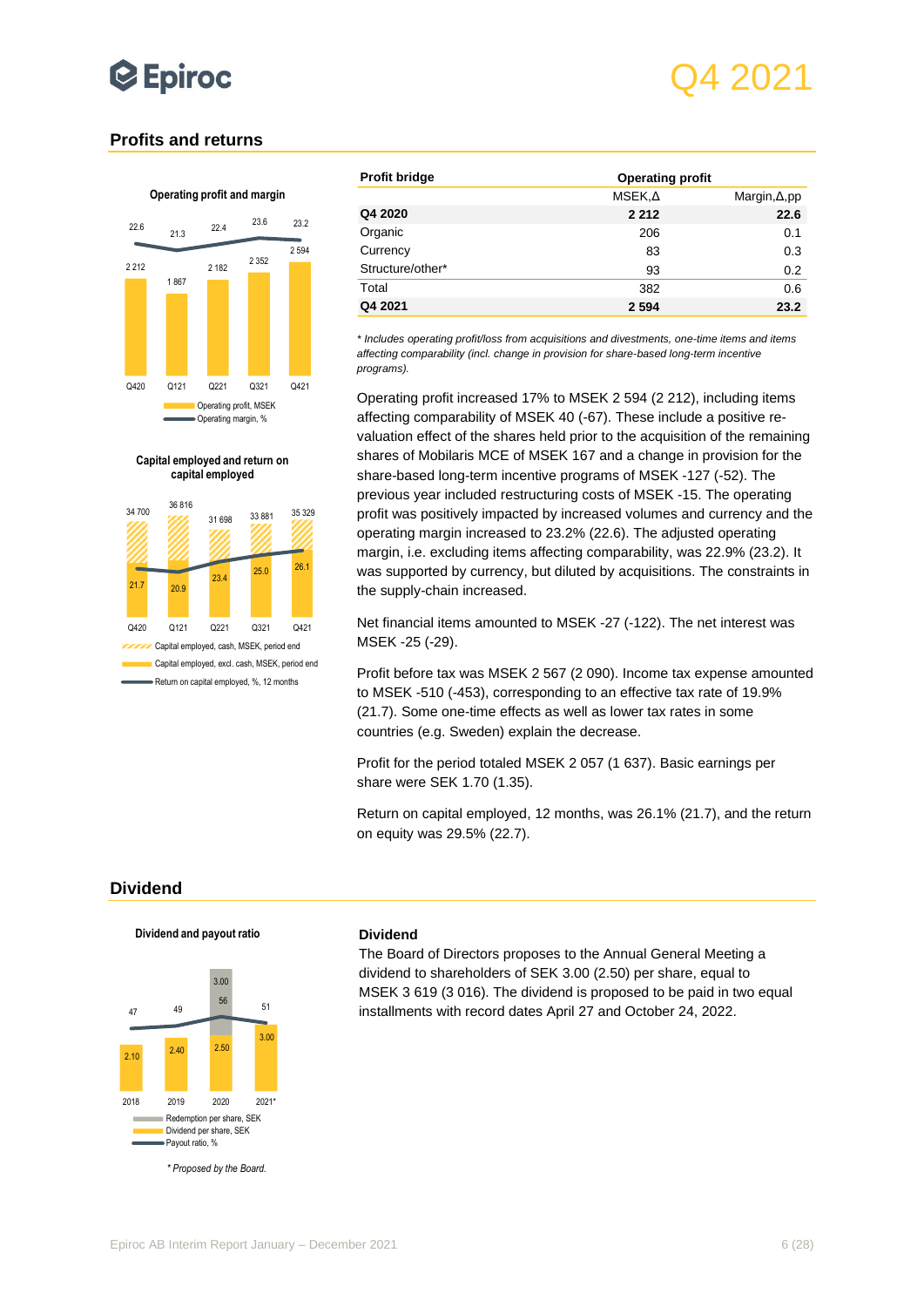## Profits and returns

**Operating profit and margin**

| | Q420 | Q121 | Q221 | Q321 | Q421 |
|---|---|---|---|---|---|
| Operating profit, MSEK | 2 212 | 1 867 | 2 182 | 2 352 | 2 594 |
| Operating margin, % | 22.6 | 21.3 | 22.4 | 23.6 | 23.2 |

**Capital employed and return on capital employed**

| | Q420 | Q121 | Q221 | Q321 | Q421 |
|---|---|---|---|---|---|
| Capital employed, cash, MSEK, period end | 34 700 | 36 816 | 31 698 | 33 881 | 35 329 |
| Return on capital employed, %, 12 months | 21.7 | 20.9 | 23.4 | 25.0 | 26.1 |

| Profit bridge | Operating profit | |
|---|---|---|
| | MSEK,Δ | Margin,Δ,pp |
| **Q4 2020** | **2 212** | **22.6** |
| Organic | 206 | 0.1 |
| Currency | 83 | 0.3 |
| Structure/other* | 93 | 0.2 |
| Total | 382 | 0.6 |
| **Q4 2021** | **2 594** | **23.2** |

*\* Includes operating profit/loss from acquisitions and divestments, one-time items and items affecting comparability (incl. change in provision for share-based long-term incentive programs).*

Operating profit increased 17% to MSEK 2 594 (2 212), including items affecting comparability of MSEK 40 (-67). These include a positive re-valuation effect of the shares held prior to the acquisition of the remaining shares of Mobilaris MCE of MSEK 167 and a change in provision for the share-based long-term incentive programs of MSEK -127 (-52). The previous year included restructuring costs of MSEK -15. The operating profit was positively impacted by increased volumes and currency and the operating margin increased to 23.2% (22.6). The adjusted operating margin, i.e. excluding items affecting comparability, was 22.9% (23.2). It was supported by currency, but diluted by acquisitions. The constraints in the supply-chain increased.

Net financial items amounted to MSEK -27 (-122). The net interest was MSEK -25 (-29).

Profit before tax was MSEK 2 567 (2 090). Income tax expense amounted to MSEK -510 (-453), corresponding to an effective tax rate of 19.9% (21.7). Some one-time effects as well as lower tax rates in some countries (e.g. Sweden) explain the decrease.

Profit for the period totaled MSEK 2 057 (1 637). Basic earnings per share were SEK 1.70 (1.35).

Return on capital employed, 12 months, was 26.1% (21.7), and the return on equity was 29.5% (22.7).

## Dividend

**Dividend and payout ratio**

| | 2018 | 2019 | 2020 | 2021* |
|---|---|---|---|---|
| Dividend per share, SEK | 2.10 | 2.40 | 2.50 | 3.00 |
| Redemption per share, SEK | | | 3.00 | |
| Payout ratio, % | 47 | 49 | 56 | 51 |

*\* Proposed by the Board.*

### Dividend

The Board of Directors proposes to the Annual General Meeting a dividend to shareholders of SEK 3.00 (2.50) per share, equal to MSEK 3 619 (3 016). The dividend is proposed to be paid in two equal installments with record dates April 27 and October 24, 2022.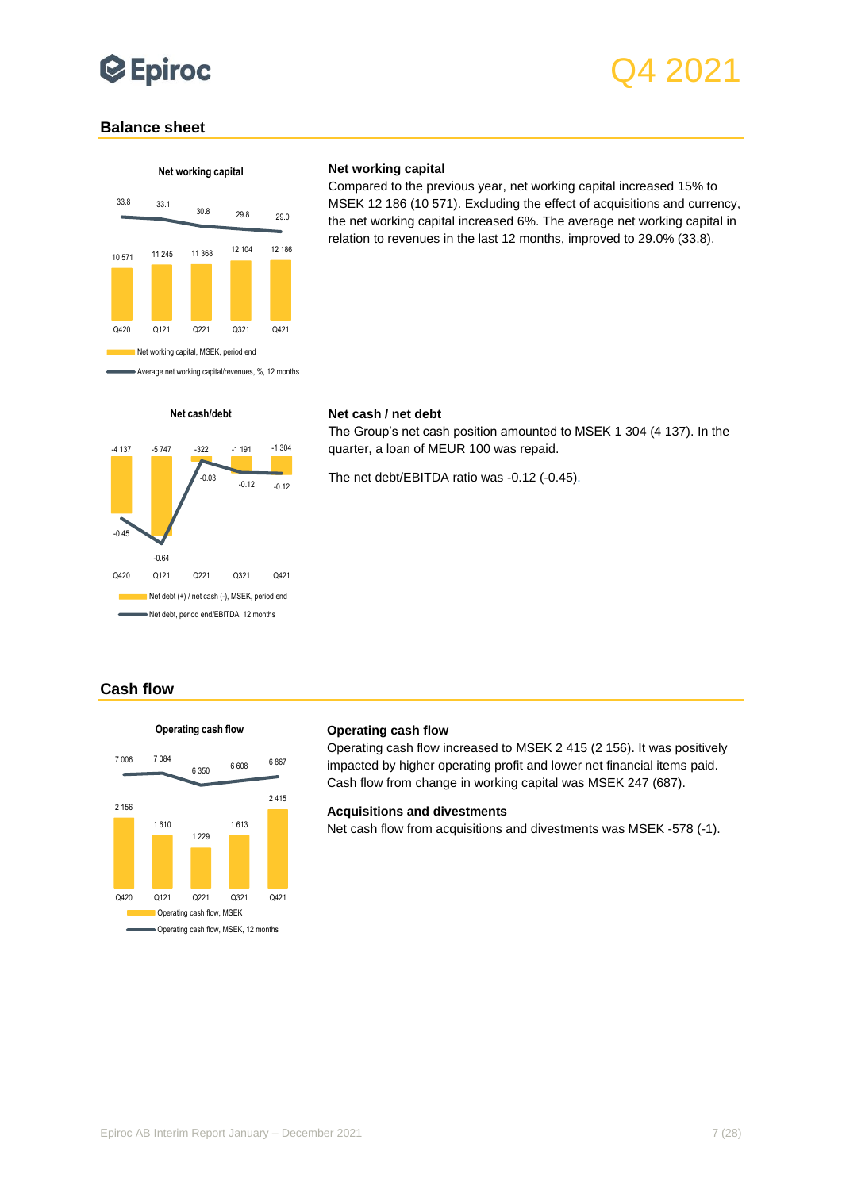## Balance sheet

**Net working capital**

| | Q420 | Q121 | Q221 | Q321 | Q421 |
|---|---|---|---|---|---|
| Net working capital, MSEK, period end | 10 571 | 11 245 | 11 368 | 12 104 | 12 186 |
| Average net working capital/revenues, %, 12 months | 33.8 | 33.1 | 30.8 | 29.8 | 29.0 |

### Net working capital

Compared to the previous year, net working capital increased 15% to MSEK 12 186 (10 571). Excluding the effect of acquisitions and currency, the net working capital increased 6%. The average net working capital in relation to revenues in the last 12 months, improved to 29.0% (33.8).

**Net cash/debt**

| | Q420 | Q121 | Q221 | Q321 | Q421 |
|---|---|---|---|---|---|
| Net debt (+) / net cash (-), MSEK, period end | -4 137 | -5 747 | -322 | -1 191 | -1 304 |
| Net debt, period end/EBITDA, 12 months | -0.45 | -0.64 | -0.03 | -0.12 | -0.12 |

### Net cash / net debt

The Group's net cash position amounted to MSEK 1 304 (4 137). In the quarter, a loan of MEUR 100 was repaid.

The net debt/EBITDA ratio was -0.12 (-0.45).

## Cash flow

**Operating cash flow**

| | Q420 | Q121 | Q221 | Q321 | Q421 |
|---|---|---|---|---|---|
| Operating cash flow, MSEK | 2 156 | 1 610 | 1 229 | 1 613 | 2 415 |
| Operating cash flow, MSEK, 12 months | 7 006 | 7 084 | 6 350 | 6 608 | 6 867 |

### Operating cash flow

Operating cash flow increased to MSEK 2 415 (2 156). It was positively impacted by higher operating profit and lower net financial items paid. Cash flow from change in working capital was MSEK 247 (687).

### Acquisitions and divestments

Net cash flow from acquisitions and divestments was MSEK -578 (-1).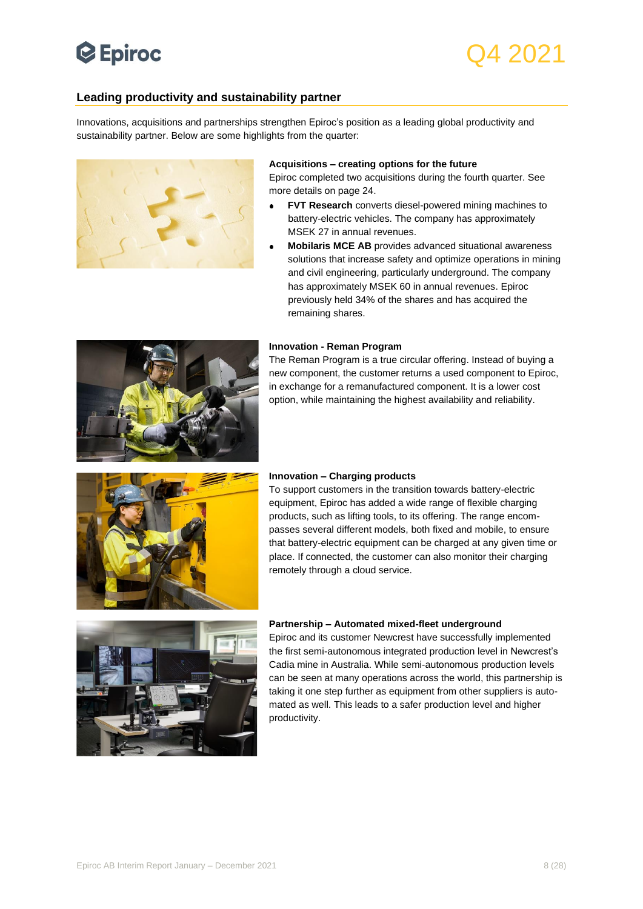## Leading productivity and sustainability partner

Innovations, acquisitions and partnerships strengthen Epiroc's position as a leading global productivity and sustainability partner. Below are some highlights from the quarter:

**Acquisitions – creating options for the future**

Epiroc completed two acquisitions during the fourth quarter. See more details on page 24.

- **FVT Research** converts diesel-powered mining machines to battery-electric vehicles. The company has approximately MSEK 27 in annual revenues.
- **Mobilaris MCE AB** provides advanced situational awareness solutions that increase safety and optimize operations in mining and civil engineering, particularly underground. The company has approximately MSEK 60 in annual revenues. Epiroc previously held 34% of the shares and has acquired the remaining shares.

**Innovation - Reman Program**

The Reman Program is a true circular offering. Instead of buying a new component, the customer returns a used component to Epiroc, in exchange for a remanufactured component. It is a lower cost option, while maintaining the highest availability and reliability.

**Innovation – Charging products**

To support customers in the transition towards battery-electric equipment, Epiroc has added a wide range of flexible charging products, such as lifting tools, to its offering. The range encompasses several different models, both fixed and mobile, to ensure that battery-electric equipment can be charged at any given time or place. If connected, the customer can also monitor their charging remotely through a cloud service.

**Partnership – Automated mixed-fleet underground**

Epiroc and its customer Newcrest have successfully implemented the first semi-autonomous integrated production level in Newcrest's Cadia mine in Australia. While semi-autonomous production levels can be seen at many operations across the world, this partnership is taking it one step further as equipment from other suppliers is automated as well. This leads to a safer production level and higher productivity.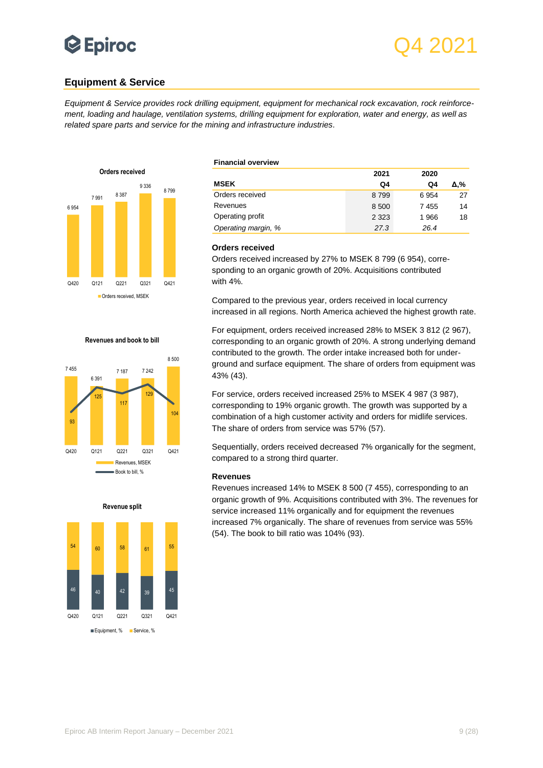## Equipment & Service

*Equipment & Service provides rock drilling equipment, equipment for mechanical rock excavation, rock reinforcement, loading and haulage, ventilation systems, drilling equipment for exploration, water and energy, as well as related spare parts and service for the mining and infrastructure industries.*

**Orders received**

| | Q420 | Q121 | Q221 | Q321 | Q421 |
|---|---|---|---|---|---|
| Orders received, MSEK | 6 954 | 7 991 | 8 387 | 9 336 | 8 799 |

**Revenues and book to bill**

| | Q420 | Q121 | Q221 | Q321 | Q421 |
|---|---|---|---|---|---|
| Revenues, MSEK | 7 455 | 6 391 | 7 187 | 7 242 | 8 500 |
| Book to bill, % | 93 | 125 | 117 | 129 | 104 |

**Revenue split**

| | Q420 | Q121 | Q221 | Q321 | Q421 |
|---|---|---|---|---|---|
| Equipment, % | 46 | 40 | 42 | 39 | 45 |
| Service, % | 54 | 60 | 58 | 61 | 55 |

**Financial overview**

| MSEK | 2021 Q4 | 2020 Q4 | Δ,% |
|---|---|---|---|
| Orders received | 8 799 | 6 954 | 27 |
| Revenues | 8 500 | 7 455 | 14 |
| Operating profit | 2 323 | 1 966 | 18 |
| *Operating margin, %* | *27.3* | *26.4* | |

### Orders received

Orders received increased by 27% to MSEK 8 799 (6 954), corresponding to an organic growth of 20%. Acquisitions contributed with 4%.

Compared to the previous year, orders received in local currency increased in all regions. North America achieved the highest growth rate.

For equipment, orders received increased 28% to MSEK 3 812 (2 967), corresponding to an organic growth of 20%. A strong underlying demand contributed to the growth. The order intake increased both for underground and surface equipment. The share of orders from equipment was 43% (43).

For service, orders received increased 25% to MSEK 4 987 (3 987), corresponding to 19% organic growth. The growth was supported by a combination of a high customer activity and orders for midlife services. The share of orders from service was 57% (57).

Sequentially, orders received decreased 7% organically for the segment, compared to a strong third quarter.

### Revenues

Revenues increased 14% to MSEK 8 500 (7 455), corresponding to an organic growth of 9%. Acquisitions contributed with 3%. The revenues for service increased 11% organically and for equipment the revenues increased 7% organically. The share of revenues from service was 55% (54). The book to bill ratio was 104% (93).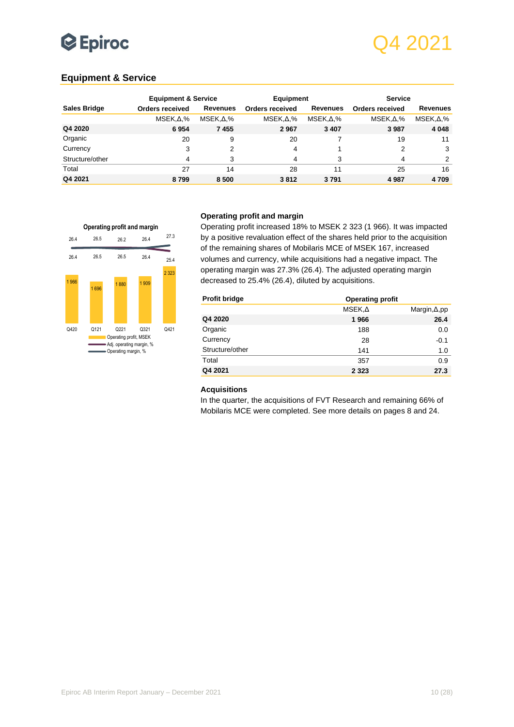## Equipment & Service

| Sales Bridge | Equipment & Service | | Equipment | | Service | |
|---|---|---|---|---|---|---|
| | Orders received | Revenues | Orders received | Revenues | Orders received | Revenues |
| | MSEK,Δ,% | MSEK,Δ,% | MSEK,Δ,% | MSEK,Δ,% | MSEK,Δ,% | MSEK,Δ,% |
| **Q4 2020** | **6 954** | **7 455** | **2 967** | **3 407** | **3 987** | **4 048** |
| Organic | 20 | 9 | 20 | 7 | 19 | 11 |
| Currency | 3 | 2 | 4 | 1 | 2 | 3 |
| Structure/other | 4 | 3 | 4 | 3 | 4 | 2 |
| Total | 27 | 14 | 28 | 11 | 25 | 16 |
| **Q4 2021** | **8 799** | **8 500** | **3 812** | **3 791** | **4 987** | **4 709** |

Operating profit and margin

| | Q420 | Q121 | Q221 | Q321 | Q421 |
|---|---|---|---|---|---|
| Operating profit, MSEK | 1 966 | 1 696 | 1 880 | 1 909 | 2 323 |
| Adj. operating margin, % | 26.4 | 26.5 | 26.5 | 26.4 | 25.4 |
| Operating margin, % | 26.4 | 26.5 | 26.2 | 26.4 | 27.3 |

### Operating profit and margin

Operating profit increased 18% to MSEK 2 323 (1 966). It was impacted by a positive revaluation effect of the shares held prior to the acquisition of the remaining shares of Mobilaris MCE of MSEK 167, increased volumes and currency, while acquisitions had a negative impact. The operating margin was 27.3% (26.4). The adjusted operating margin decreased to 25.4% (26.4), diluted by acquisitions.

| Profit bridge | Operating profit | |
|---|---|---|
| | MSEK,Δ | Margin,Δ,pp |
| **Q4 2020** | **1 966** | **26.4** |
| Organic | 188 | 0.0 |
| Currency | 28 | -0.1 |
| Structure/other | 141 | 1.0 |
| Total | 357 | 0.9 |
| **Q4 2021** | **2 323** | **27.3** |

### Acquisitions

In the quarter, the acquisitions of FVT Research and remaining 66% of Mobilaris MCE were completed. See more details on pages 8 and 24.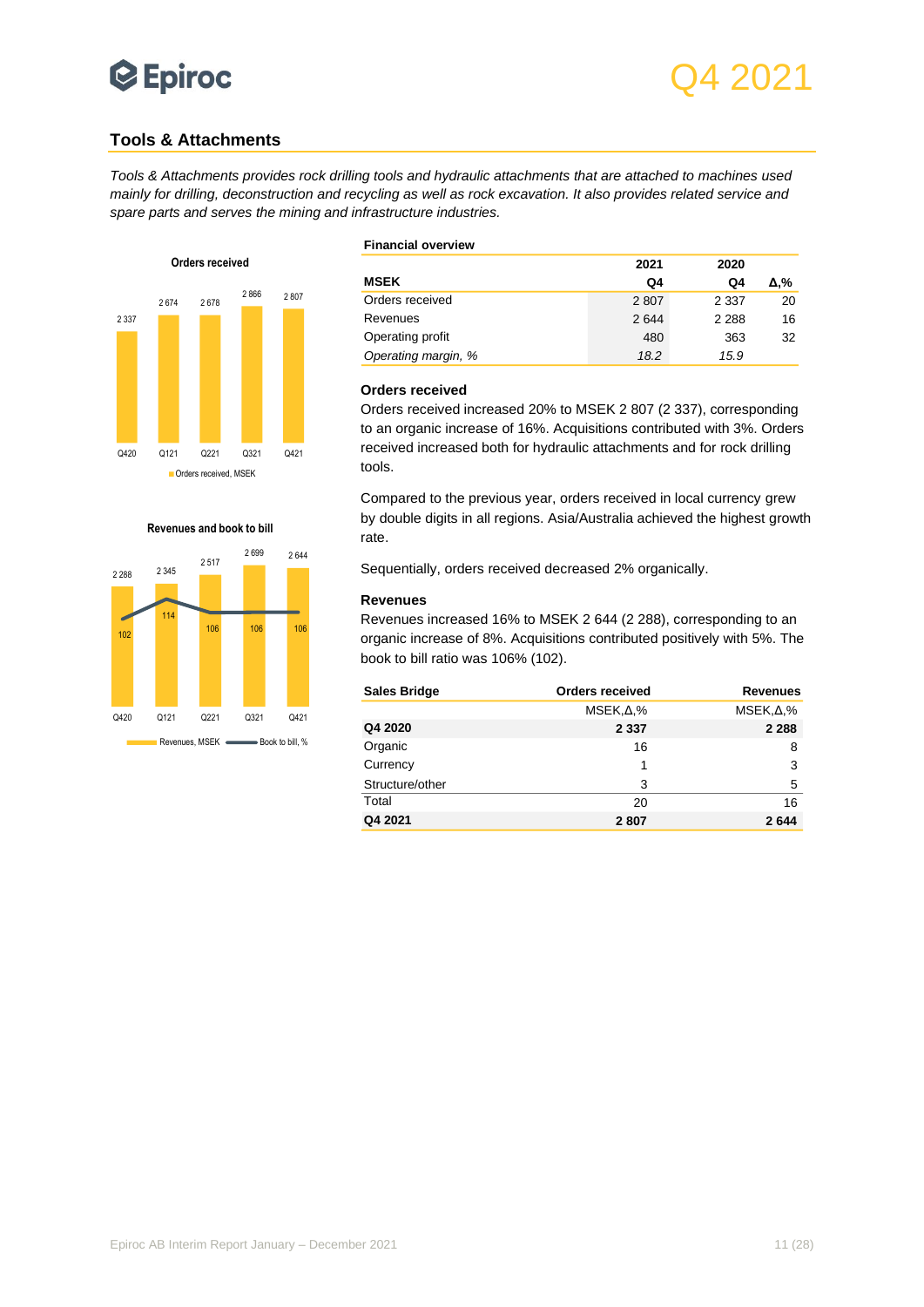## Tools & Attachments

*Tools & Attachments provides rock drilling tools and hydraulic attachments that are attached to machines used mainly for drilling, deconstruction and recycling as well as rock excavation. It also provides related service and spare parts and serves the mining and infrastructure industries.*

**Orders received**

| | Q420 | Q121 | Q221 | Q321 | Q421 |
|---|---|---|---|---|---|
| Orders received, MSEK | 2 337 | 2 674 | 2 678 | 2 866 | 2 807 |

**Revenues and book to bill**

| | Q420 | Q121 | Q221 | Q321 | Q421 |
|---|---|---|---|---|---|
| Revenues, MSEK | 2 288 | 2 345 | 2 517 | 2 699 | 2 644 |
| Book to bill, % | 102 | 114 | 106 | 106 | 106 |

**Financial overview**

| MSEK | 2021 Q4 | 2020 Q4 | Δ,% |
|---|---|---|---|
| Orders received | 2 807 | 2 337 | 20 |
| Revenues | 2 644 | 2 288 | 16 |
| Operating profit | 480 | 363 | 32 |
| *Operating margin, %* | *18.2* | *15.9* | |

### Orders received

Orders received increased 20% to MSEK 2 807 (2 337), corresponding to an organic increase of 16%. Acquisitions contributed with 3%. Orders received increased both for hydraulic attachments and for rock drilling tools.

Compared to the previous year, orders received in local currency grew by double digits in all regions. Asia/Australia achieved the highest growth rate.

Sequentially, orders received decreased 2% organically.

### Revenues

Revenues increased 16% to MSEK 2 644 (2 288), corresponding to an organic increase of 8%. Acquisitions contributed positively with 5%. The book to bill ratio was 106% (102).

| Sales Bridge | Orders received | Revenues |
|---|---|---|
| | MSEK,Δ,% | MSEK,Δ,% |
| **Q4 2020** | **2 337** | **2 288** |
| Organic | 16 | 8 |
| Currency | 1 | 3 |
| Structure/other | 3 | 5 |
| Total | 20 | 16 |
| **Q4 2021** | **2 807** | **2 644** |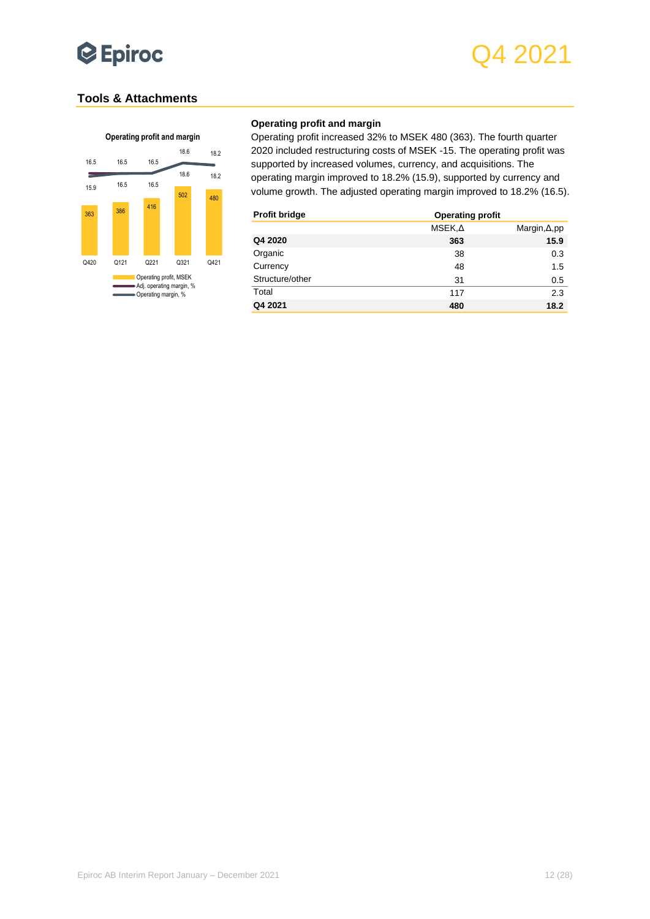## Tools & Attachments

**Operating profit and margin**

| | Q420 | Q121 | Q221 | Q321 | Q421 |
|---|---|---|---|---|---|
| Operating profit, MSEK | 363 | 386 | 416 | 502 | 480 |
| Adj. operating margin, % | 16.5 | 16.5 | 16.5 | 18.6 | 18.2 |
| Operating margin, % | 15.9 | 16.5 | 16.5 | 18.6 | 18.2 |

### Operating profit and margin

Operating profit increased 32% to MSEK 480 (363). The fourth quarter 2020 included restructuring costs of MSEK -15. The operating profit was supported by increased volumes, currency, and acquisitions. The operating margin improved to 18.2% (15.9), supported by currency and volume growth. The adjusted operating margin improved to 18.2% (16.5).

| Profit bridge | Operating profit | |
|---|---|---|
| | MSEK,Δ | Margin,Δ,pp |
| **Q4 2020** | **363** | **15.9** |
| Organic | 38 | 0.3 |
| Currency | 48 | 1.5 |
| Structure/other | 31 | 0.5 |
| Total | 117 | 2.3 |
| **Q4 2021** | **480** | **18.2** |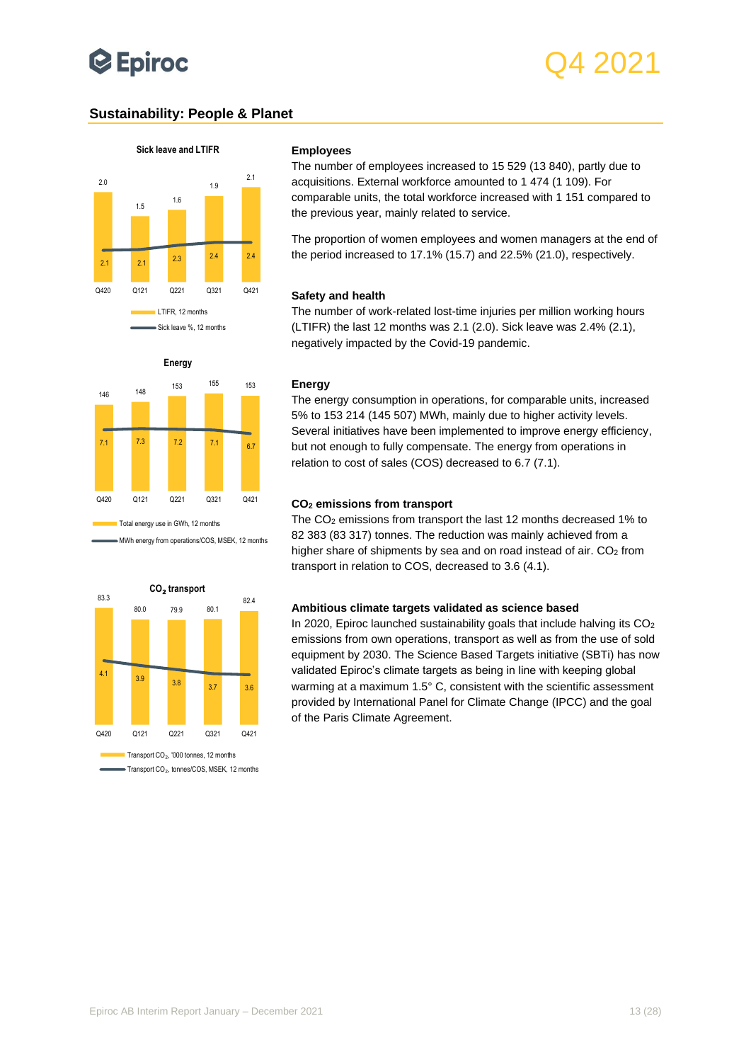## Sustainability: People & Planet

**Sick leave and LTIFR**

| | Q420 | Q121 | Q221 | Q321 | Q421 |
|---|---|---|---|---|---|
| LTIFR, 12 months | 2.0 | 1.5 | 1.6 | 1.9 | 2.1 |
| Sick leave %, 12 months | 2.1 | 2.1 | 2.3 | 2.4 | 2.4 |

**Energy**

| | Q420 | Q121 | Q221 | Q321 | Q421 |
|---|---|---|---|---|---|
| Total energy use in GWh, 12 months | 146 | 148 | 153 | 155 | 153 |
| MWh energy from operations/COS, MSEK, 12 months | 7.1 | 7.3 | 7.2 | 7.1 | 6.7 |

**$CO_2$ transport**

| | Q420 | Q121 | Q221 | Q321 | Q421 |
|---|---|---|---|---|---|
| Transport $CO_2$, '000 tonnes, 12 months | 83.3 | 80.0 | 79.9 | 80.1 | 82.4 |
| Transport $CO_2$, tonnes/COS, MSEK, 12 months | 4.1 | 3.9 | 3.8 | 3.7 | 3.6 |

### Employees

The number of employees increased to 15 529 (13 840), partly due to acquisitions. External workforce amounted to 1 474 (1 109). For comparable units, the total workforce increased with 1 151 compared to the previous year, mainly related to service.

The proportion of women employees and women managers at the end of the period increased to 17.1% (15.7) and 22.5% (21.0), respectively.

### Safety and health

The number of work-related lost-time injuries per million working hours (LTIFR) the last 12 months was 2.1 (2.0). Sick leave was 2.4% (2.1), negatively impacted by the Covid-19 pandemic.

### Energy

The energy consumption in operations, for comparable units, increased 5% to 153 214 (145 507) MWh, mainly due to higher activity levels. Several initiatives have been implemented to improve energy efficiency, but not enough to fully compensate. The energy from operations in relation to cost of sales (COS) decreased to 6.7 (7.1).

### $CO_2$ emissions from transport

The $CO_2$ emissions from transport the last 12 months decreased 1% to 82 383 (83 317) tonnes. The reduction was mainly achieved from a higher share of shipments by sea and on road instead of air. $CO_2$ from transport in relation to COS, decreased to 3.6 (4.1).

### Ambitious climate targets validated as science based

In 2020, Epiroc launched sustainability goals that include halving its $CO_2$ emissions from own operations, transport as well as from the use of sold equipment by 2030. The Science Based Targets initiative (SBTi) has now validated Epiroc's climate targets as being in line with keeping global warming at a maximum 1.5° C, consistent with the scientific assessment provided by International Panel for Climate Change (IPCC) and the goal of the Paris Climate Agreement.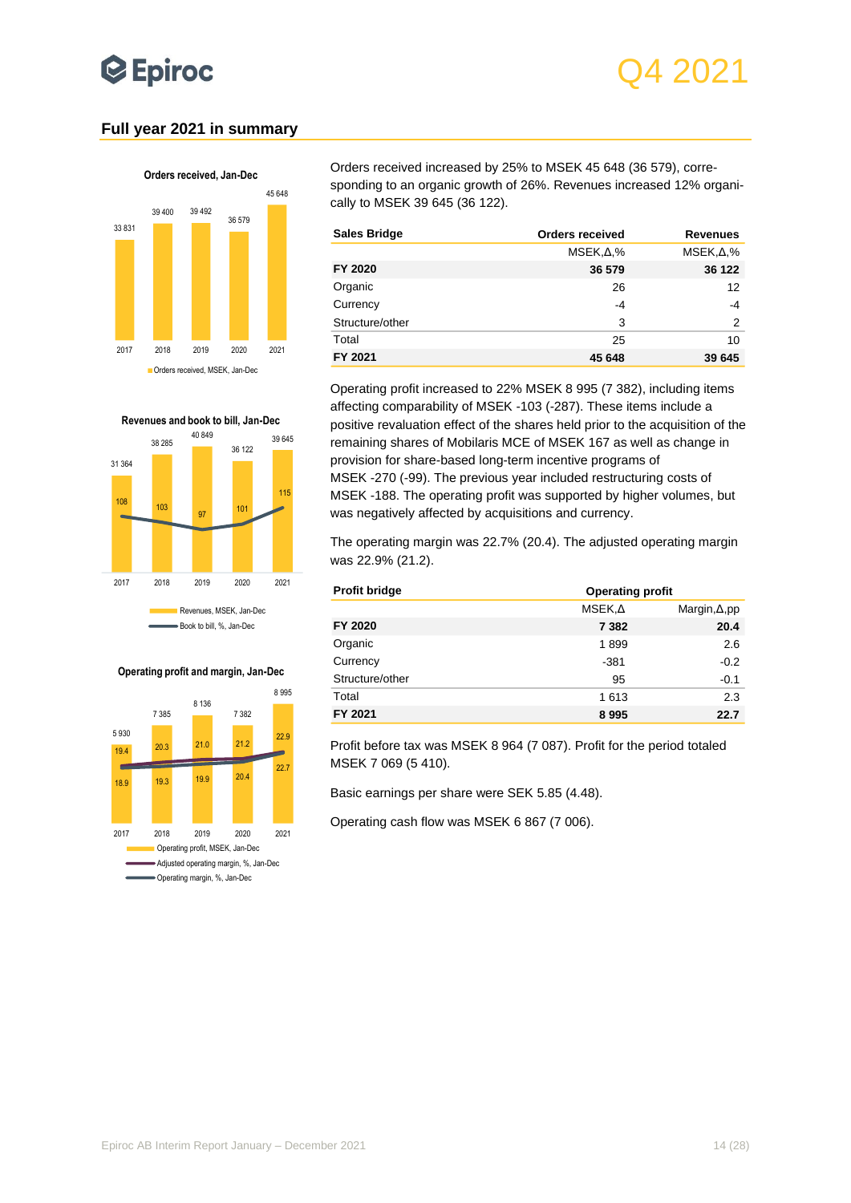## Full year 2021 in summary

**Orders received, Jan-Dec**

| | 2017 | 2018 | 2019 | 2020 | 2021 |
|---|---|---|---|---|---|
| Orders received, MSEK, Jan-Dec | 33 831 | 39 400 | 39 492 | 36 579 | 45 648 |

**Revenues and book to bill, Jan-Dec**

| | 2017 | 2018 | 2019 | 2020 | 2021 |
|---|---|---|---|---|---|
| Revenues, MSEK, Jan-Dec | 31 364 | 38 285 | 40 849 | 36 122 | 39 645 |
| Book to bill, %, Jan-Dec | 108 | 103 | 97 | 101 | 115 |

**Operating profit and margin, Jan-Dec**

| | 2017 | 2018 | 2019 | 2020 | 2021 |
|---|---|---|---|---|---|
| Operating profit, MSEK, Jan-Dec | 5 930 | 7 385 | 8 136 | 7 382 | 8 995 |
| Adjusted operating margin, %, Jan-Dec | 19.4 | 20.3 | 21.0 | 21.2 | 22.9 |
| Operating margin, %, Jan-Dec | 18.9 | 19.3 | 19.9 | 20.4 | 22.7 |

Orders received increased by 25% to MSEK 45 648 (36 579), corresponding to an organic growth of 26%. Revenues increased 12% organically to MSEK 39 645 (36 122).

| Sales Bridge | Orders received | Revenues |
|---|---|---|
| | MSEK,Δ,% | MSEK,Δ,% |
| **FY 2020** | **36 579** | **36 122** |
| Organic | 26 | 12 |
| Currency | -4 | -4 |
| Structure/other | 3 | 2 |
| Total | 25 | 10 |
| **FY 2021** | **45 648** | **39 645** |

Operating profit increased to 22% MSEK 8 995 (7 382), including items affecting comparability of MSEK -103 (-287). These items include a positive revaluation effect of the shares held prior to the acquisition of the remaining shares of Mobilaris MCE of MSEK 167 as well as change in provision for share-based long-term incentive programs of MSEK -270 (-99). The previous year included restructuring costs of MSEK -188. The operating profit was supported by higher volumes, but was negatively affected by acquisitions and currency.

The operating margin was 22.7% (20.4). The adjusted operating margin was 22.9% (21.2).

| Profit bridge | Operating profit | |
|---|---|---|
| | MSEK,Δ | Margin,Δ,pp |
| **FY 2020** | **7 382** | **20.4** |
| Organic | 1 899 | 2.6 |
| Currency | -381 | -0.2 |
| Structure/other | 95 | -0.1 |
| Total | 1 613 | 2.3 |
| **FY 2021** | **8 995** | **22.7** |

Profit before tax was MSEK 8 964 (7 087). Profit for the period totaled MSEK 7 069 (5 410).

Basic earnings per share were SEK 5.85 (4.48).

Operating cash flow was MSEK 6 867 (7 006).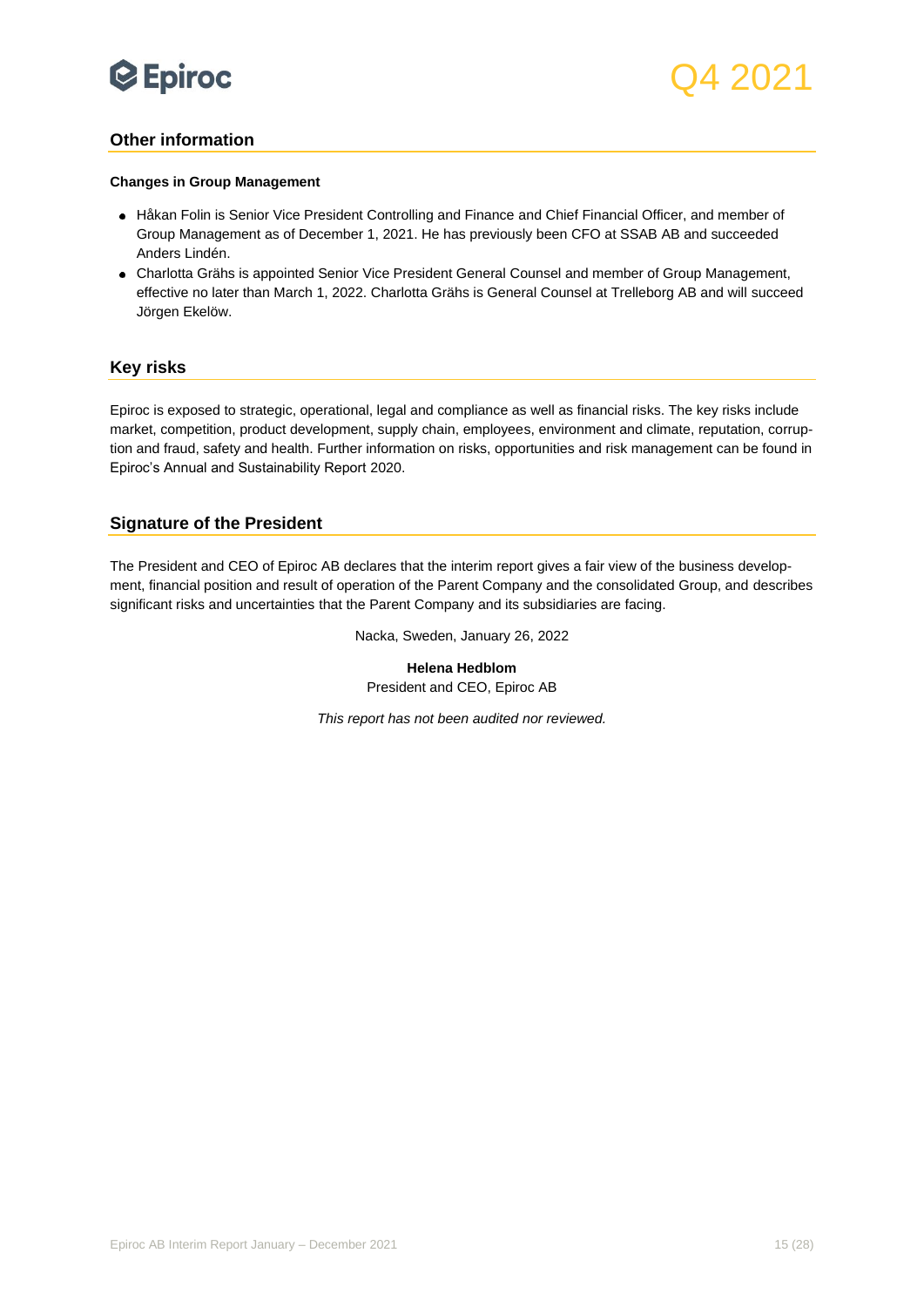## Other information

**Changes in Group Management**

- Håkan Folin is Senior Vice President Controlling and Finance and Chief Financial Officer, and member of Group Management as of December 1, 2021. He has previously been CFO at SSAB AB and succeeded Anders Lindén.
- Charlotta Grähs is appointed Senior Vice President General Counsel and member of Group Management, effective no later than March 1, 2022. Charlotta Grähs is General Counsel at Trelleborg AB and will succeed Jörgen Ekelöw.

## Key risks

Epiroc is exposed to strategic, operational, legal and compliance as well as financial risks. The key risks include market, competition, product development, supply chain, employees, environment and climate, reputation, corruption and fraud, safety and health. Further information on risks, opportunities and risk management can be found in Epiroc's Annual and Sustainability Report 2020.

## Signature of the President

The President and CEO of Epiroc AB declares that the interim report gives a fair view of the business development, financial position and result of operation of the Parent Company and the consolidated Group, and describes significant risks and uncertainties that the Parent Company and its subsidiaries are facing.

Nacka, Sweden, January 26, 2022

**Helena Hedblom**
President and CEO, Epiroc AB

*This report has not been audited nor reviewed.*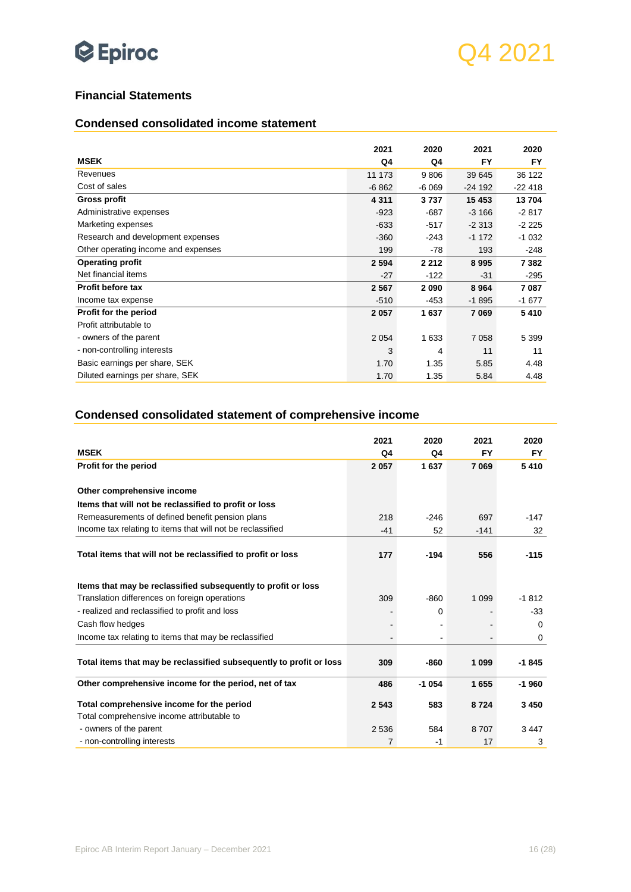## Financial Statements

### Condensed consolidated income statement

| MSEK | 2021 Q4 | 2020 Q4 | 2021 FY | 2020 FY |
|---|---|---|---|---|
| Revenues | 11 173 | 9 806 | 39 645 | 36 122 |
| Cost of sales | -6 862 | -6 069 | -24 192 | -22 418 |
| **Gross profit** | **4 311** | **3 737** | **15 453** | **13 704** |
| Administrative expenses | -923 | -687 | -3 166 | -2 817 |
| Marketing expenses | -633 | -517 | -2 313 | -2 225 |
| Research and development expenses | -360 | -243 | -1 172 | -1 032 |
| Other operating income and expenses | 199 | -78 | 193 | -248 |
| **Operating profit** | **2 594** | **2 212** | **8 995** | **7 382** |
| Net financial items | -27 | -122 | -31 | -295 |
| **Profit before tax** | **2 567** | **2 090** | **8 964** | **7 087** |
| Income tax expense | -510 | -453 | -1 895 | -1 677 |
| **Profit for the period** | **2 057** | **1 637** | **7 069** | **5 410** |
| Profit attributable to | | | | |
| - owners of the parent | 2 054 | 1 633 | 7 058 | 5 399 |
| - non-controlling interests | 3 | 4 | 11 | 11 |
| Basic earnings per share, SEK | 1.70 | 1.35 | 5.85 | 4.48 |
| Diluted earnings per share, SEK | 1.70 | 1.35 | 5.84 | 4.48 |

### Condensed consolidated statement of comprehensive income

| MSEK | 2021 Q4 | 2020 Q4 | 2021 FY | 2020 FY |
|---|---|---|---|---|
| **Profit for the period** | **2 057** | **1 637** | **7 069** | **5 410** |
| **Other comprehensive income** | | | | |
| **Items that will not be reclassified to profit or loss** | | | | |
| Remeasurements of defined benefit pension plans | 218 | -246 | 697 | -147 |
| Income tax relating to items that will not be reclassified | -41 | 52 | -141 | 32 |
| **Total items that will not be reclassified to profit or loss** | **177** | **-194** | **556** | **-115** |
| **Items that may be reclassified subsequently to profit or loss** | | | | |
| Translation differences on foreign operations | 309 | -860 | 1 099 | -1 812 |
| - realized and reclassified to profit and loss | - | 0 | - | -33 |
| Cash flow hedges | - | - | - | 0 |
| Income tax relating to items that may be reclassified | - | - | - | 0 |
| **Total items that may be reclassified subsequently to profit or loss** | **309** | **-860** | **1 099** | **-1 845** |
| **Other comprehensive income for the period, net of tax** | **486** | **-1 054** | **1 655** | **-1 960** |
| **Total comprehensive income for the period** | **2 543** | **583** | **8 724** | **3 450** |
| Total comprehensive income attributable to | | | | |
| - owners of the parent | 2 536 | 584 | 8 707 | 3 447 |
| - non-controlling interests | 7 | -1 | 17 | 3 |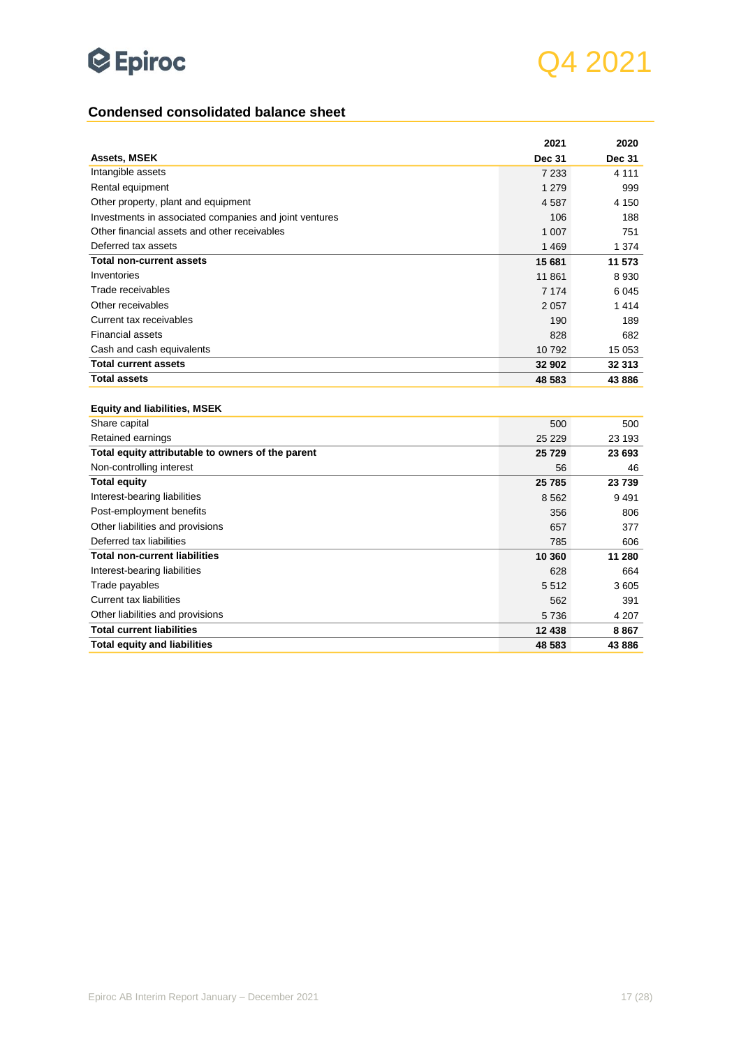## Condensed consolidated balance sheet

| Assets, MSEK | 2021 Dec 31 | 2020 Dec 31 |
|---|---|---|
| Intangible assets | 7 233 | 4 111 |
| Rental equipment | 1 279 | 999 |
| Other property, plant and equipment | 4 587 | 4 150 |
| Investments in associated companies and joint ventures | 106 | 188 |
| Other financial assets and other receivables | 1 007 | 751 |
| Deferred tax assets | 1 469 | 1 374 |
| **Total non-current assets** | **15 681** | **11 573** |
| Inventories | 11 861 | 8 930 |
| Trade receivables | 7 174 | 6 045 |
| Other receivables | 2 057 | 1 414 |
| Current tax receivables | 190 | 189 |
| Financial assets | 828 | 682 |
| Cash and cash equivalents | 10 792 | 15 053 |
| **Total current assets** | **32 902** | **32 313** |
| **Total assets** | **48 583** | **43 886** |

| Equity and liabilities, MSEK | 2021 Dec 31 | 2020 Dec 31 |
|---|---|---|
| Share capital | 500 | 500 |
| Retained earnings | 25 229 | 23 193 |
| **Total equity attributable to owners of the parent** | **25 729** | **23 693** |
| Non-controlling interest | 56 | 46 |
| **Total equity** | **25 785** | **23 739** |
| Interest-bearing liabilities | 8 562 | 9 491 |
| Post-employment benefits | 356 | 806 |
| Other liabilities and provisions | 657 | 377 |
| Deferred tax liabilities | 785 | 606 |
| **Total non-current liabilities** | **10 360** | **11 280** |
| Interest-bearing liabilities | 628 | 664 |
| Trade payables | 5 512 | 3 605 |
| Current tax liabilities | 562 | 391 |
| Other liabilities and provisions | 5 736 | 4 207 |
| **Total current liabilities** | **12 438** | **8 867** |
| **Total equity and liabilities** | **48 583** | **43 886** |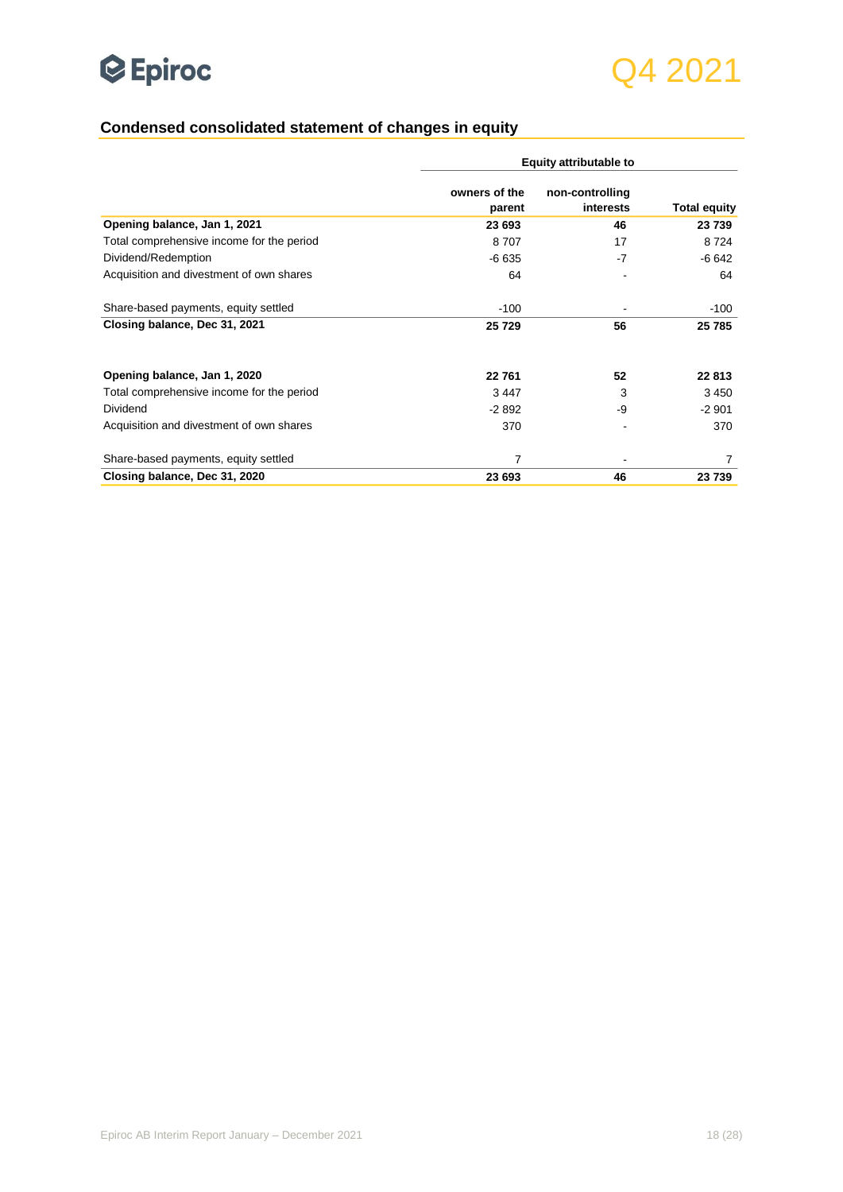## Condensed consolidated statement of changes in equity

| | Equity attributable to | | |
|---|---|---|---|
| | owners of the parent | non-controlling interests | Total equity |
| **Opening balance, Jan 1, 2021** | **23 693** | **46** | **23 739** |
| Total comprehensive income for the period | 8 707 | 17 | 8 724 |
| Dividend/Redemption | -6 635 | -7 | -6 642 |
| Acquisition and divestment of own shares | 64 | - | 64 |
| Share-based payments, equity settled | -100 | - | -100 |
| **Closing balance, Dec 31, 2021** | **25 729** | **56** | **25 785** |
| | | | |
| **Opening balance, Jan 1, 2020** | **22 761** | **52** | **22 813** |
| Total comprehensive income for the period | 3 447 | 3 | 3 450 |
| Dividend | -2 892 | -9 | -2 901 |
| Acquisition and divestment of own shares | 370 | - | 370 |
| Share-based payments, equity settled | 7 | - | 7 |
| **Closing balance, Dec 31, 2020** | **23 693** | **46** | **23 739** |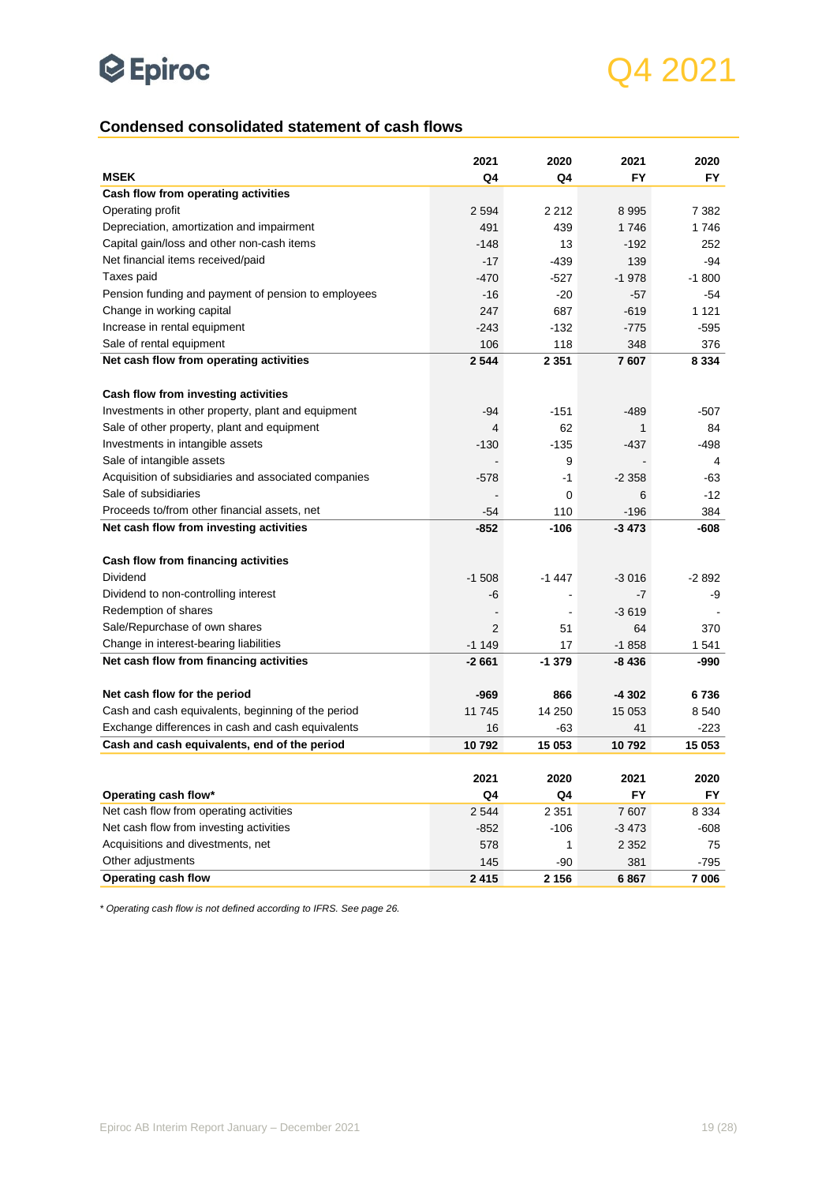## Condensed consolidated statement of cash flows

| MSEK | 2021 Q4 | 2020 Q4 | 2021 FY | 2020 FY |
|---|---|---|---|---|
| **Cash flow from operating activities** | | | | |
| Operating profit | 2 594 | 2 212 | 8 995 | 7 382 |
| Depreciation, amortization and impairment | 491 | 439 | 1 746 | 1 746 |
| Capital gain/loss and other non-cash items | -148 | 13 | -192 | 252 |
| Net financial items received/paid | -17 | -439 | 139 | -94 |
| Taxes paid | -470 | -527 | -1 978 | -1 800 |
| Pension funding and payment of pension to employees | -16 | -20 | -57 | -54 |
| Change in working capital | 247 | 687 | -619 | 1 121 |
| Increase in rental equipment | -243 | -132 | -775 | -595 |
| Sale of rental equipment | 106 | 118 | 348 | 376 |
| **Net cash flow from operating activities** | **2 544** | **2 351** | **7 607** | **8 334** |
| | | | | |
| **Cash flow from investing activities** | | | | |
| Investments in other property, plant and equipment | -94 | -151 | -489 | -507 |
| Sale of other property, plant and equipment | 4 | 62 | 1 | 84 |
| Investments in intangible assets | -130 | -135 | -437 | -498 |
| Sale of intangible assets | - | 9 | - | 4 |
| Acquisition of subsidiaries and associated companies | -578 | -1 | -2 358 | -63 |
| Sale of subsidiaries | - | 0 | 6 | -12 |
| Proceeds to/from other financial assets, net | -54 | 110 | -196 | 384 |
| **Net cash flow from investing activities** | **-852** | **-106** | **-3 473** | **-608** |
| | | | | |
| **Cash flow from financing activities** | | | | |
| Dividend | -1 508 | -1 447 | -3 016 | -2 892 |
| Dividend to non-controlling interest | -6 | - | -7 | -9 |
| Redemption of shares | - | - | -3 619 | - |
| Sale/Repurchase of own shares | 2 | 51 | 64 | 370 |
| Change in interest-bearing liabilities | -1 149 | 17 | -1 858 | 1 541 |
| **Net cash flow from financing activities** | **-2 661** | **-1 379** | **-8 436** | **-990** |
| | | | | |
| **Net cash flow for the period** | **-969** | **866** | **-4 302** | **6 736** |
| Cash and cash equivalents, beginning of the period | 11 745 | 14 250 | 15 053 | 8 540 |
| Exchange differences in cash and cash equivalents | 16 | -63 | 41 | -223 |
| **Cash and cash equivalents, end of the period** | **10 792** | **15 053** | **10 792** | **15 053** |

| Operating cash flow* | 2021 Q4 | 2020 Q4 | 2021 FY | 2020 FY |
|---|---|---|---|---|
| Net cash flow from operating activities | 2 544 | 2 351 | 7 607 | 8 334 |
| Net cash flow from investing activities | -852 | -106 | -3 473 | -608 |
| Acquisitions and divestments, net | 578 | 1 | 2 352 | 75 |
| Other adjustments | 145 | -90 | 381 | -795 |
| **Operating cash flow** | **2 415** | **2 156** | **6 867** | **7 006** |

*\* Operating cash flow is not defined according to IFRS. See page 26.*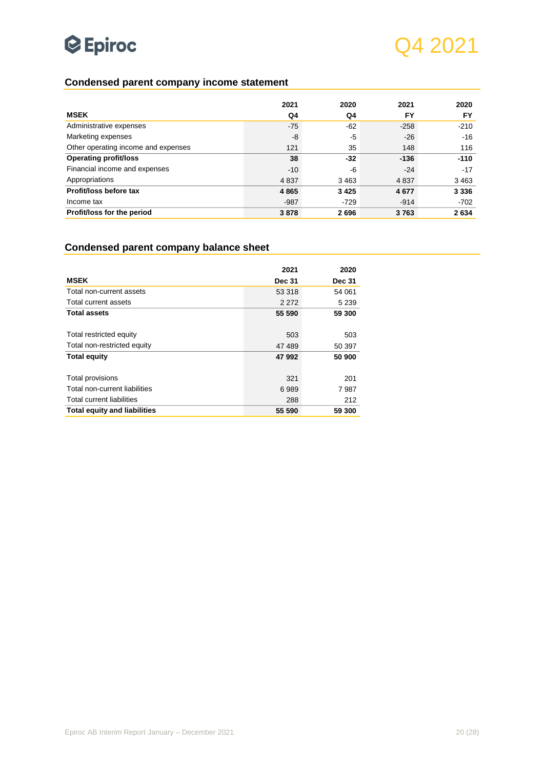## Condensed parent company income statement

| MSEK | 2021 Q4 | 2020 Q4 | 2021 FY | 2020 FY |
|---|---|---|---|---|
| Administrative expenses | -75 | -62 | -258 | -210 |
| Marketing expenses | -8 | -5 | -26 | -16 |
| Other operating income and expenses | 121 | 35 | 148 | 116 |
| **Operating profit/loss** | **38** | **-32** | **-136** | **-110** |
| Financial income and expenses | -10 | -6 | -24 | -17 |
| Appropriations | 4 837 | 3 463 | 4 837 | 3 463 |
| **Profit/loss before tax** | **4 865** | **3 425** | **4 677** | **3 336** |
| Income tax | -987 | -729 | -914 | -702 |
| **Profit/loss for the period** | **3 878** | **2 696** | **3 763** | **2 634** |

## Condensed parent company balance sheet

| MSEK | 2021 Dec 31 | 2020 Dec 31 |
|---|---|---|
| Total non-current assets | 53 318 | 54 061 |
| Total current assets | 2 272 | 5 239 |
| **Total assets** | **55 590** | **59 300** |
| | | |
| Total restricted equity | 503 | 503 |
| Total non-restricted equity | 47 489 | 50 397 |
| **Total equity** | **47 992** | **50 900** |
| | | |
| Total provisions | 321 | 201 |
| Total non-current liabilities | 6 989 | 7 987 |
| Total current liabilities | 288 | 212 |
| **Total equity and liabilities** | **55 590** | **59 300** |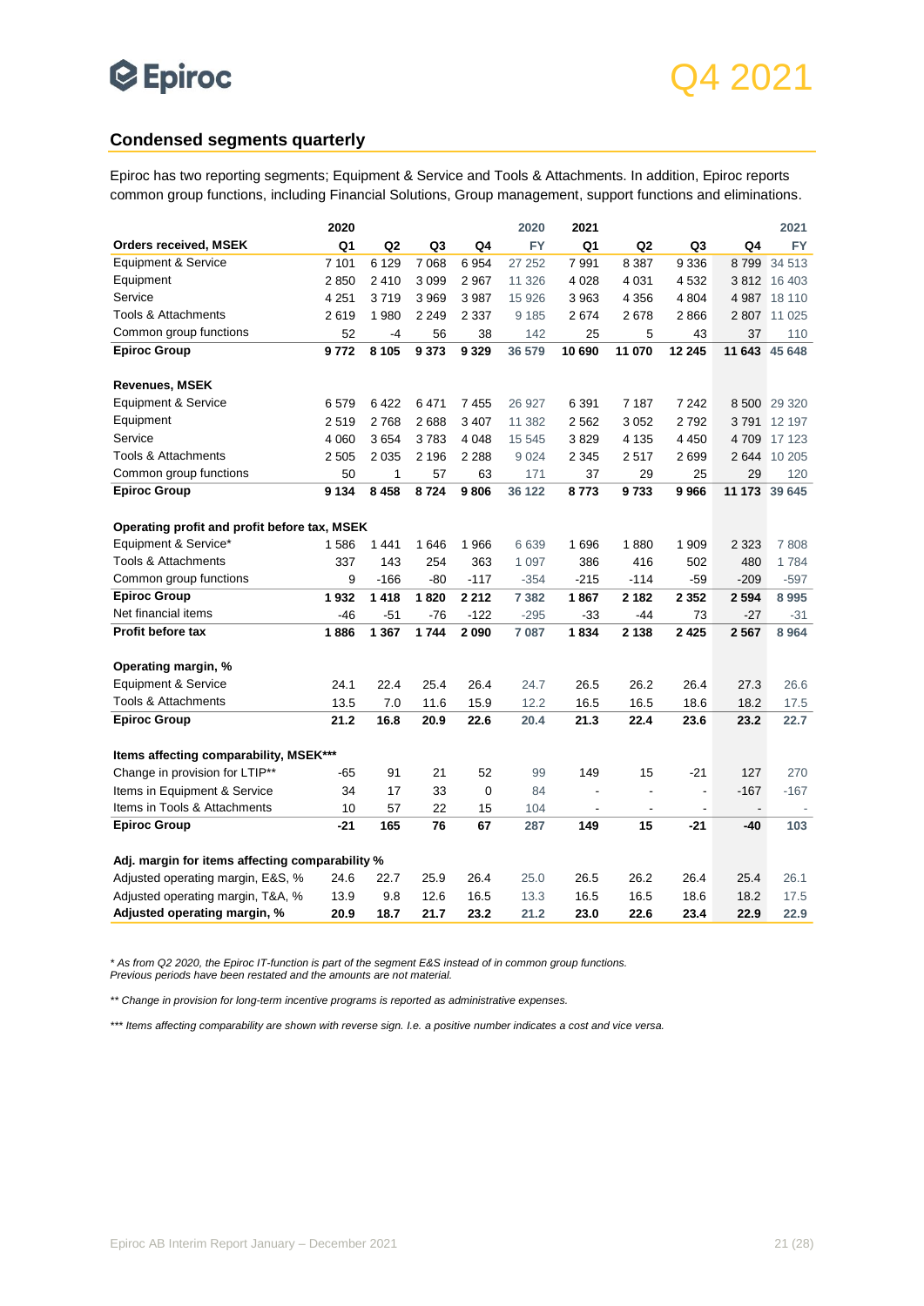## Condensed segments quarterly

Epiroc has two reporting segments; Equipment & Service and Tools & Attachments. In addition, Epiroc reports common group functions, including Financial Solutions, Group management, support functions and eliminations.

| | 2020 | | | | 2020 | 2021 | | | | 2021 |
|---|---|---|---|---|---|---|---|---|---|---|
| **Orders received, MSEK** | **Q1** | **Q2** | **Q3** | **Q4** | **FY** | **Q1** | **Q2** | **Q3** | **Q4** | **FY** |
| Equipment & Service | 7 101 | 6 129 | 7 068 | 6 954 | 27 252 | 7 991 | 8 387 | 9 336 | 8 799 | 34 513 |
| Equipment | 2 850 | 2 410 | 3 099 | 2 967 | 11 326 | 4 028 | 4 031 | 4 532 | 3 812 | 16 403 |
| Service | 4 251 | 3 719 | 3 969 | 3 987 | 15 926 | 3 963 | 4 356 | 4 804 | 4 987 | 18 110 |
| Tools & Attachments | 2 619 | 1 980 | 2 249 | 2 337 | 9 185 | 2 674 | 2 678 | 2 866 | 2 807 | 11 025 |
| Common group functions | 52 | -4 | 56 | 38 | 142 | 25 | 5 | 43 | 37 | 110 |
| **Epiroc Group** | **9 772** | **8 105** | **9 373** | **9 329** | **36 579** | **10 690** | **11 070** | **12 245** | **11 643** | **45 648** |
| | | | | | | | | | | |
| **Revenues, MSEK** | | | | | | | | | | |
| Equipment & Service | 6 579 | 6 422 | 6 471 | 7 455 | 26 927 | 6 391 | 7 187 | 7 242 | 8 500 | 29 320 |
| Equipment | 2 519 | 2 768 | 2 688 | 3 407 | 11 382 | 2 562 | 3 052 | 2 792 | 3 791 | 12 197 |
| Service | 4 060 | 3 654 | 3 783 | 4 048 | 15 545 | 3 829 | 4 135 | 4 450 | 4 709 | 17 123 |
| Tools & Attachments | 2 505 | 2 035 | 2 196 | 2 288 | 9 024 | 2 345 | 2 517 | 2 699 | 2 644 | 10 205 |
| Common group functions | 50 | 1 | 57 | 63 | 171 | 37 | 29 | 25 | 29 | 120 |
| **Epiroc Group** | **9 134** | **8 458** | **8 724** | **9 806** | **36 122** | **8 773** | **9 733** | **9 966** | **11 173** | **39 645** |
| | | | | | | | | | | |
| **Operating profit and profit before tax, MSEK** | | | | | | | | | | |
| Equipment & Service* | 1 586 | 1 441 | 1 646 | 1 966 | 6 639 | 1 696 | 1 880 | 1 909 | 2 323 | 7 808 |
| Tools & Attachments | 337 | 143 | 254 | 363 | 1 097 | 386 | 416 | 502 | 480 | 1 784 |
| Common group functions | 9 | -166 | -80 | -117 | -354 | -215 | -114 | -59 | -209 | -597 |
| **Epiroc Group** | **1 932** | **1 418** | **1 820** | **2 212** | **7 382** | **1 867** | **2 182** | **2 352** | **2 594** | **8 995** |
| Net financial items | -46 | -51 | -76 | -122 | -295 | -33 | -44 | 73 | -27 | -31 |
| **Profit before tax** | **1 886** | **1 367** | **1 744** | **2 090** | **7 087** | **1 834** | **2 138** | **2 425** | **2 567** | **8 964** |
| | | | | | | | | | | |
| **Operating margin, %** | | | | | | | | | | |
| Equipment & Service | 24.1 | 22.4 | 25.4 | 26.4 | 24.7 | 26.5 | 26.2 | 26.4 | 27.3 | 26.6 |
| Tools & Attachments | 13.5 | 7.0 | 11.6 | 15.9 | 12.2 | 16.5 | 16.5 | 18.6 | 18.2 | 17.5 |
| **Epiroc Group** | **21.2** | **16.8** | **20.9** | **22.6** | **20.4** | **21.3** | **22.4** | **23.6** | **23.2** | **22.7** |
| | | | | | | | | | | |
| **Items affecting comparability, MSEK*** ** | | | | | | | | | | |
| Change in provision for LTIP** | -65 | 91 | 21 | 52 | 99 | 149 | 15 | -21 | 127 | 270 |
| Items in Equipment & Service | 34 | 17 | 33 | 0 | 84 | - | - | - | -167 | -167 |
| Items in Tools & Attachments | 10 | 57 | 22 | 15 | 104 | - | - | - | - | - |
| **Epiroc Group** | **-21** | **165** | **76** | **67** | **287** | **149** | **15** | **-21** | **-40** | **103** |
| | | | | | | | | | | |
| **Adj. margin for items affecting comparability %** | | | | | | | | | | |
| Adjusted operating margin, E&S, % | 24.6 | 22.7 | 25.9 | 26.4 | 25.0 | 26.5 | 26.2 | 26.4 | 25.4 | 26.1 |
| Adjusted operating margin, T&A, % | 13.9 | 9.8 | 12.6 | 16.5 | 13.3 | 16.5 | 16.5 | 18.6 | 18.2 | 17.5 |
| **Adjusted operating margin, %** | **20.9** | **18.7** | **21.7** | **23.2** | **21.2** | **23.0** | **22.6** | **23.4** | **22.9** | **22.9** |

*\* As from Q2 2020, the Epiroc IT-function is part of the segment E&S instead of in common group functions. Previous periods have been restated and the amounts are not material.*

*\*\* Change in provision for long-term incentive programs is reported as administrative expenses.*

*\*\*\* Items affecting comparability are shown with reverse sign. I.e. a positive number indicates a cost and vice versa.*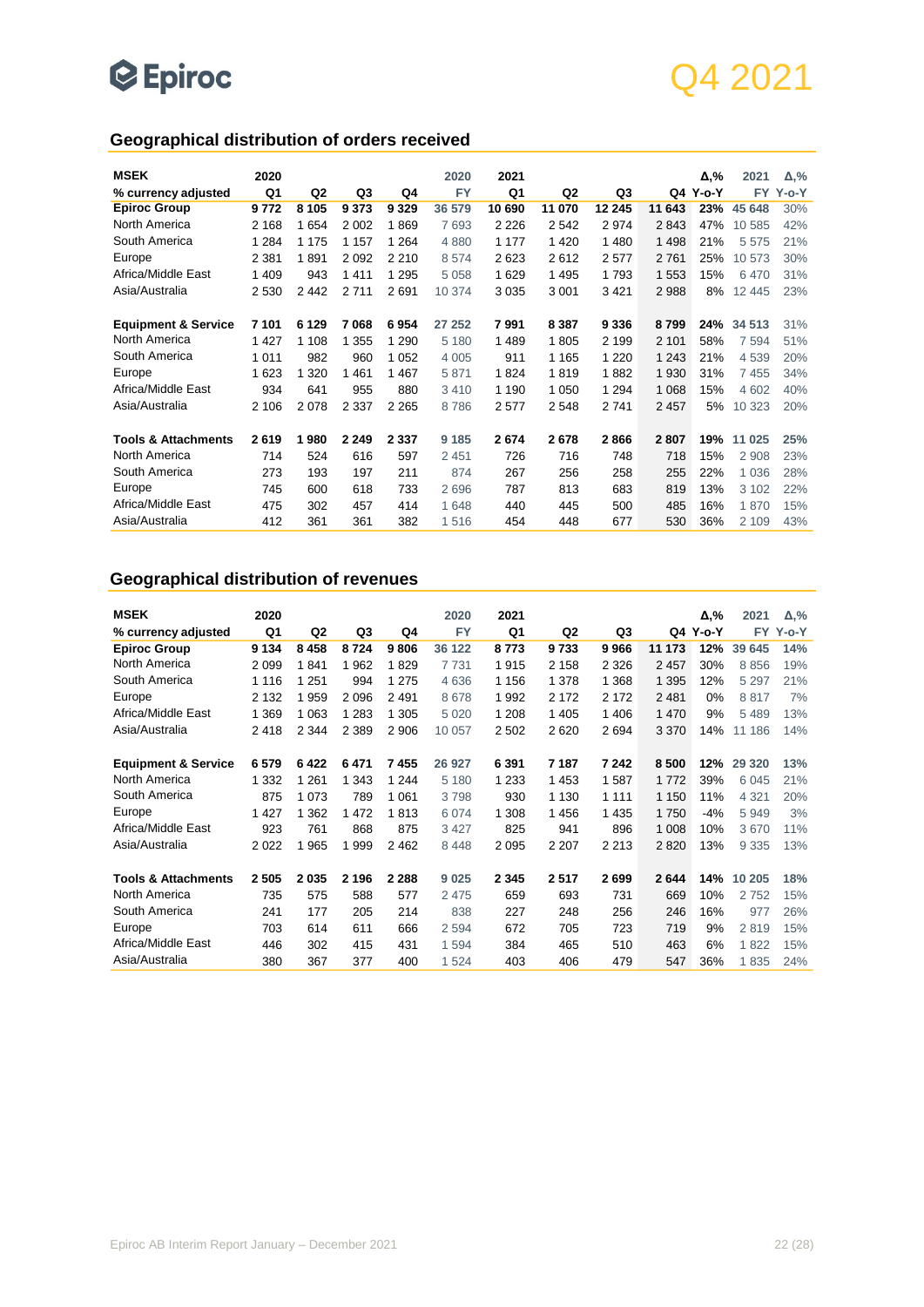## Geographical distribution of orders received

| MSEK | 2020 | | | | 2020 | 2021 | | | | Δ,% | 2021 | Δ,% |
|---|---|---|---|---|---|---|---|---|---|---|---|---|
| % currency adjusted | Q1 | Q2 | Q3 | Q4 | FY | Q1 | Q2 | Q3 | Q4 | Y-o-Y | FY | Y-o-Y |
| **Epiroc Group** | **9 772** | **8 105** | **9 373** | **9 329** | **36 579** | **10 690** | **11 070** | **12 245** | **11 643** | **23%** | **45 648** | **30%** |
| North America | 2 168 | 1 654 | 2 002 | 1 869 | 7 693 | 2 226 | 2 542 | 2 974 | 2 843 | 47% | 10 585 | 42% |
| South America | 1 284 | 1 175 | 1 157 | 1 264 | 4 880 | 1 177 | 1 420 | 1 480 | 1 498 | 21% | 5 575 | 21% |
| Europe | 2 381 | 1 891 | 2 092 | 2 210 | 8 574 | 2 623 | 2 612 | 2 577 | 2 761 | 25% | 10 573 | 30% |
| Africa/Middle East | 1 409 | 943 | 1 411 | 1 295 | 5 058 | 1 629 | 1 495 | 1 793 | 1 553 | 15% | 6 470 | 31% |
| Asia/Australia | 2 530 | 2 442 | 2 711 | 2 691 | 10 374 | 3 035 | 3 001 | 3 421 | 2 988 | 8% | 12 445 | 23% |
| | | | | | | | | | | | | |
| **Equipment & Service** | **7 101** | **6 129** | **7 068** | **6 954** | **27 252** | **7 991** | **8 387** | **9 336** | **8 799** | **24%** | **34 513** | **31%** |
| North America | 1 427 | 1 108 | 1 355 | 1 290 | 5 180 | 1 489 | 1 805 | 2 199 | 2 101 | 58% | 7 594 | 51% |
| South America | 1 011 | 982 | 960 | 1 052 | 4 005 | 911 | 1 165 | 1 220 | 1 243 | 21% | 4 539 | 20% |
| Europe | 1 623 | 1 320 | 1 461 | 1 467 | 5 871 | 1 824 | 1 819 | 1 882 | 1 930 | 31% | 7 455 | 34% |
| Africa/Middle East | 934 | 641 | 955 | 880 | 3 410 | 1 190 | 1 050 | 1 294 | 1 068 | 15% | 4 602 | 40% |
| Asia/Australia | 2 106 | 2 078 | 2 337 | 2 265 | 8 786 | 2 577 | 2 548 | 2 741 | 2 457 | 5% | 10 323 | 20% |
| | | | | | | | | | | | | |
| **Tools & Attachments** | **2 619** | **1 980** | **2 249** | **2 337** | **9 185** | **2 674** | **2 678** | **2 866** | **2 807** | **19%** | **11 025** | **25%** |
| North America | 714 | 524 | 616 | 597 | 2 451 | 726 | 716 | 748 | 718 | 15% | 2 908 | 23% |
| South America | 273 | 193 | 197 | 211 | 874 | 267 | 256 | 258 | 255 | 22% | 1 036 | 28% |
| Europe | 745 | 600 | 618 | 733 | 2 696 | 787 | 813 | 683 | 819 | 13% | 3 102 | 22% |
| Africa/Middle East | 475 | 302 | 457 | 414 | 1 648 | 440 | 445 | 500 | 485 | 16% | 1 870 | 15% |
| Asia/Australia | 412 | 361 | 361 | 382 | 1 516 | 454 | 448 | 677 | 530 | 36% | 2 109 | 43% |

## Geographical distribution of revenues

| MSEK | 2020 | | | | 2020 | 2021 | | | | Δ,% | 2021 | Δ,% |
|---|---|---|---|---|---|---|---|---|---|---|---|---|
| % currency adjusted | Q1 | Q2 | Q3 | Q4 | FY | Q1 | Q2 | Q3 | Q4 | Y-o-Y | FY | Y-o-Y |
| **Epiroc Group** | **9 134** | **8 458** | **8 724** | **9 806** | **36 122** | **8 773** | **9 733** | **9 966** | **11 173** | **12%** | **39 645** | **14%** |
| North America | 2 099 | 1 841 | 1 962 | 1 829 | 7 731 | 1 915 | 2 158 | 2 326 | 2 457 | 30% | 8 856 | 19% |
| South America | 1 116 | 1 251 | 994 | 1 275 | 4 636 | 1 156 | 1 378 | 1 368 | 1 395 | 12% | 5 297 | 21% |
| Europe | 2 132 | 1 959 | 2 096 | 2 491 | 8 678 | 1 992 | 2 172 | 2 172 | 2 481 | 0% | 8 817 | 7% |
| Africa/Middle East | 1 369 | 1 063 | 1 283 | 1 305 | 5 020 | 1 208 | 1 405 | 1 406 | 1 470 | 9% | 5 489 | 13% |
| Asia/Australia | 2 418 | 2 344 | 2 389 | 2 906 | 10 057 | 2 502 | 2 620 | 2 694 | 3 370 | 14% | 11 186 | 14% |
| | | | | | | | | | | | | |
| **Equipment & Service** | **6 579** | **6 422** | **6 471** | **7 455** | **26 927** | **6 391** | **7 187** | **7 242** | **8 500** | **12%** | **29 320** | **13%** |
| North America | 1 332 | 1 261 | 1 343 | 1 244 | 5 180 | 1 233 | 1 453 | 1 587 | 1 772 | 39% | 6 045 | 21% |
| South America | 875 | 1 073 | 789 | 1 061 | 3 798 | 930 | 1 130 | 1 111 | 1 150 | 11% | 4 321 | 20% |
| Europe | 1 427 | 1 362 | 1 472 | 1 813 | 6 074 | 1 308 | 1 456 | 1 435 | 1 750 | -4% | 5 949 | 3% |
| Africa/Middle East | 923 | 761 | 868 | 875 | 3 427 | 825 | 941 | 896 | 1 008 | 10% | 3 670 | 11% |
| Asia/Australia | 2 022 | 1 965 | 1 999 | 2 462 | 8 448 | 2 095 | 2 207 | 2 213 | 2 820 | 13% | 9 335 | 13% |
| | | | | | | | | | | | | |
| **Tools & Attachments** | **2 505** | **2 035** | **2 196** | **2 288** | **9 025** | **2 345** | **2 517** | **2 699** | **2 644** | **14%** | **10 205** | **18%** |
| North America | 735 | 575 | 588 | 577 | 2 475 | 659 | 693 | 731 | 669 | 10% | 2 752 | 15% |
| South America | 241 | 177 | 205 | 214 | 838 | 227 | 248 | 256 | 246 | 16% | 977 | 26% |
| Europe | 703 | 614 | 611 | 666 | 2 594 | 672 | 705 | 723 | 719 | 9% | 2 819 | 15% |
| Africa/Middle East | 446 | 302 | 415 | 431 | 1 594 | 384 | 465 | 510 | 463 | 6% | 1 822 | 15% |
| Asia/Australia | 380 | 367 | 377 | 400 | 1 524 | 403 | 406 | 479 | 547 | 36% | 1 835 | 24% |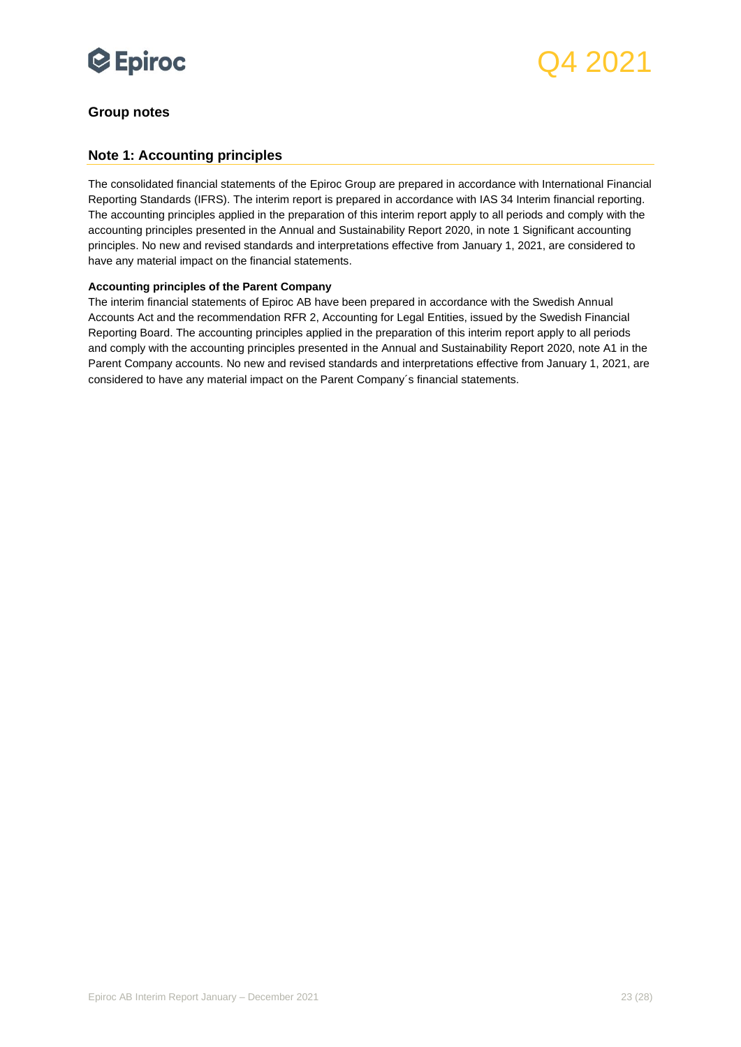## Group notes

### Note 1: Accounting principles

The consolidated financial statements of the Epiroc Group are prepared in accordance with International Financial Reporting Standards (IFRS). The interim report is prepared in accordance with IAS 34 Interim financial reporting. The accounting principles applied in the preparation of this interim report apply to all periods and comply with the accounting principles presented in the Annual and Sustainability Report 2020, in note 1 Significant accounting principles. No new and revised standards and interpretations effective from January 1, 2021, are considered to have any material impact on the financial statements.

**Accounting principles of the Parent Company**

The interim financial statements of Epiroc AB have been prepared in accordance with the Swedish Annual Accounts Act and the recommendation RFR 2, Accounting for Legal Entities, issued by the Swedish Financial Reporting Board. The accounting principles applied in the preparation of this interim report apply to all periods and comply with the accounting principles presented in the Annual and Sustainability Report 2020, note A1 in the Parent Company accounts. No new and revised standards and interpretations effective from January 1, 2021, are considered to have any material impact on the Parent Company´s financial statements.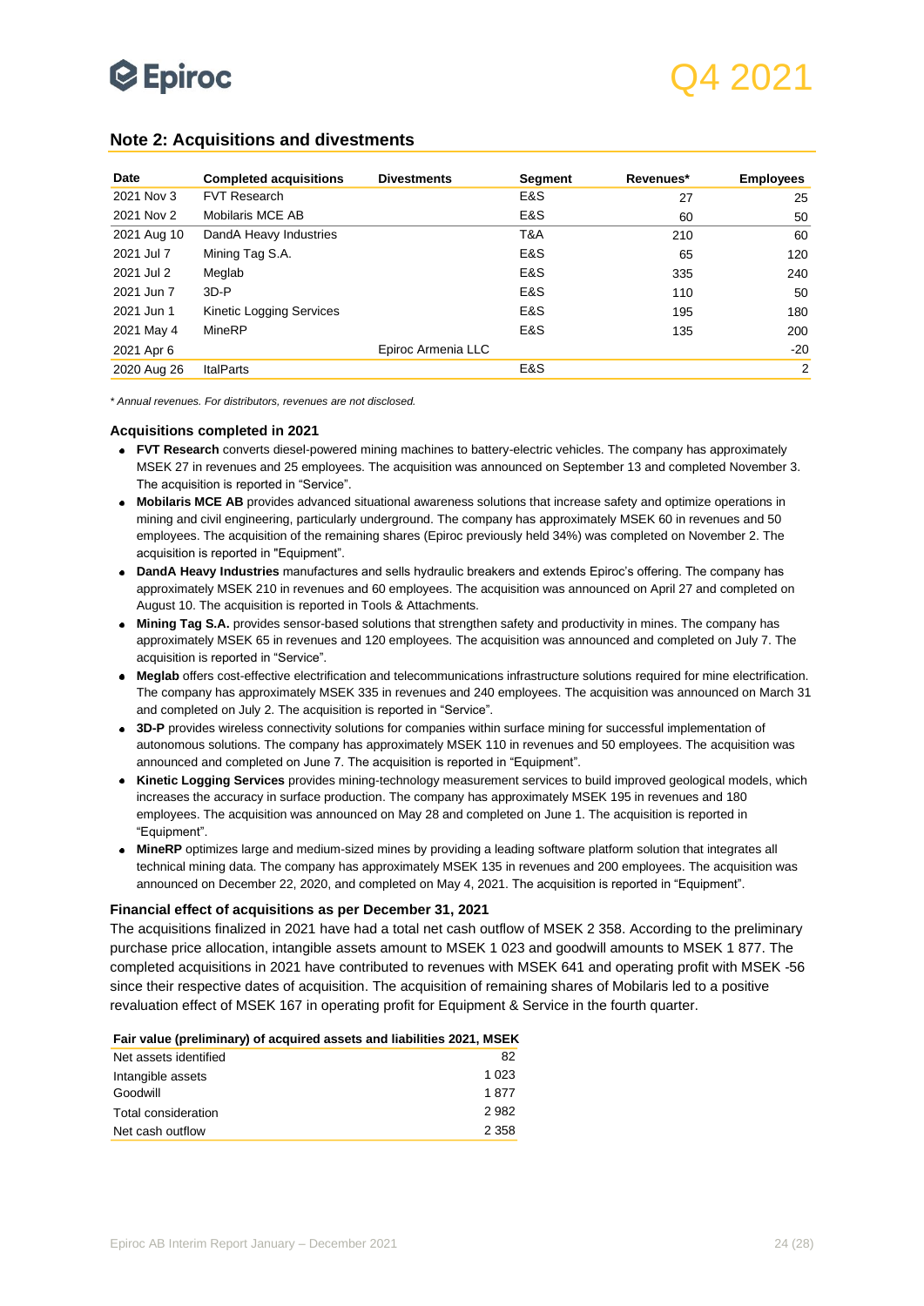## Note 2: Acquisitions and divestments

| Date | Completed acquisitions | Divestments | Segment | Revenues* | Employees |
|---|---|---|---|---|---|
| 2021 Nov 3 | FVT Research | | E&S | 27 | 25 |
| 2021 Nov 2 | Mobilaris MCE AB | | E&S | 60 | 50 |
| 2021 Aug 10 | DandA Heavy Industries | | T&A | 210 | 60 |
| 2021 Jul 7 | Mining Tag S.A. | | E&S | 65 | 120 |
| 2021 Jul 2 | Meglab | | E&S | 335 | 240 |
| 2021 Jun 7 | 3D-P | | E&S | 110 | 50 |
| 2021 Jun 1 | Kinetic Logging Services | | E&S | 195 | 180 |
| 2021 May 4 | MineRP | | E&S | 135 | 200 |
| 2021 Apr 6 | | Epiroc Armenia LLC | | | -20 |
| 2020 Aug 26 | ItalParts | | E&S | | 2 |

*\* Annual revenues. For distributors, revenues are not disclosed.*

### Acquisitions completed in 2021

- **FVT Research** converts diesel-powered mining machines to battery-electric vehicles. The company has approximately MSEK 27 in revenues and 25 employees. The acquisition was announced on September 13 and completed November 3. The acquisition is reported in "Service".
- **Mobilaris MCE AB** provides advanced situational awareness solutions that increase safety and optimize operations in mining and civil engineering, particularly underground. The company has approximately MSEK 60 in revenues and 50 employees. The acquisition of the remaining shares (Epiroc previously held 34%) was completed on November 2. The acquisition is reported in "Equipment".
- **DandA Heavy Industries** manufactures and sells hydraulic breakers and extends Epiroc's offering. The company has approximately MSEK 210 in revenues and 60 employees. The acquisition was announced on April 27 and completed on August 10. The acquisition is reported in Tools & Attachments.
- **Mining Tag S.A.** provides sensor-based solutions that strengthen safety and productivity in mines. The company has approximately MSEK 65 in revenues and 120 employees. The acquisition was announced and completed on July 7. The acquisition is reported in "Service".
- **Meglab** offers cost-effective electrification and telecommunications infrastructure solutions required for mine electrification. The company has approximately MSEK 335 in revenues and 240 employees. The acquisition was announced on March 31 and completed on July 2. The acquisition is reported in "Service".
- **3D-P** provides wireless connectivity solutions for companies within surface mining for successful implementation of autonomous solutions. The company has approximately MSEK 110 in revenues and 50 employees. The acquisition was announced and completed on June 7. The acquisition is reported in "Equipment".
- **Kinetic Logging Services** provides mining-technology measurement services to build improved geological models, which increases the accuracy in surface production. The company has approximately MSEK 195 in revenues and 180 employees. The acquisition was announced on May 28 and completed on June 1. The acquisition is reported in "Equipment".
- **MineRP** optimizes large and medium-sized mines by providing a leading software platform solution that integrates all technical mining data. The company has approximately MSEK 135 in revenues and 200 employees. The acquisition was announced on December 22, 2020, and completed on May 4, 2021. The acquisition is reported in "Equipment".

### Financial effect of acquisitions as per December 31, 2021

The acquisitions finalized in 2021 have had a total net cash outflow of MSEK 2 358. According to the preliminary purchase price allocation, intangible assets amount to MSEK 1 023 and goodwill amounts to MSEK 1 877. The completed acquisitions in 2021 have contributed to revenues with MSEK 641 and operating profit with MSEK -56 since their respective dates of acquisition. The acquisition of remaining shares of Mobilaris led to a positive revaluation effect of MSEK 167 in operating profit for Equipment & Service in the fourth quarter.

| Fair value (preliminary) of acquired assets and liabilities 2021, MSEK | |
|---|---|
| Net assets identified | 82 |
| Intangible assets | 1 023 |
| Goodwill | 1 877 |
| Total consideration | 2 982 |
| Net cash outflow | 2 358 |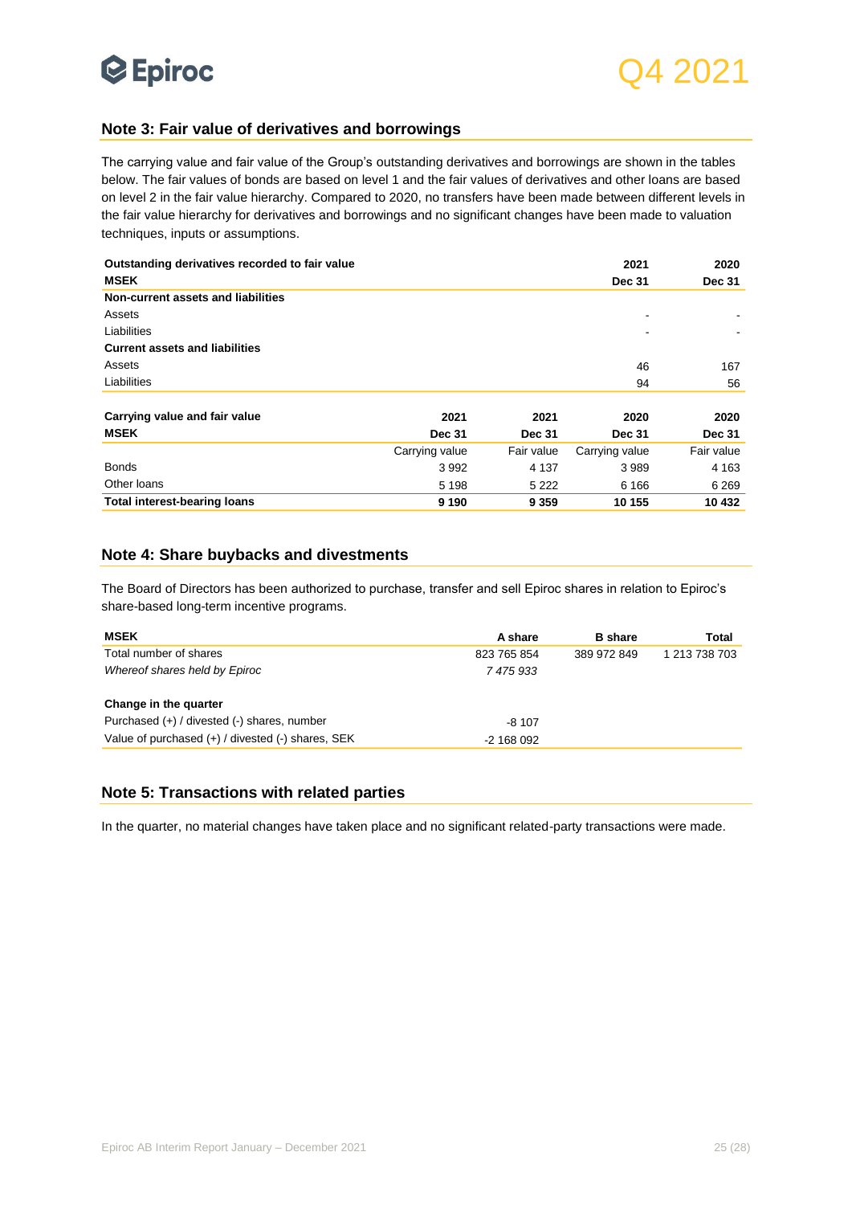## Note 3: Fair value of derivatives and borrowings

The carrying value and fair value of the Group's outstanding derivatives and borrowings are shown in the tables below. The fair values of bonds are based on level 1 and the fair values of derivatives and other loans are based on level 2 in the fair value hierarchy. Compared to 2020, no transfers have been made between different levels in the fair value hierarchy for derivatives and borrowings and no significant changes have been made to valuation techniques, inputs or assumptions.

| Outstanding derivatives recorded to fair value | 2021 | 2020 |
|---|---|---|
| **MSEK** | **Dec 31** | **Dec 31** |
| **Non-current assets and liabilities** | | |
| Assets | - | - |
| Liabilities | - | - |
| **Current assets and liabilities** | | |
| Assets | 46 | 167 |
| Liabilities | 94 | 56 |

| Carrying value and fair value | 2021 | 2021 | 2020 | 2020 |
|---|---|---|---|---|
| **MSEK** | **Dec 31** | **Dec 31** | **Dec 31** | **Dec 31** |
| | Carrying value | Fair value | Carrying value | Fair value |
| Bonds | 3 992 | 4 137 | 3 989 | 4 163 |
| Other loans | 5 198 | 5 222 | 6 166 | 6 269 |
| **Total interest-bearing loans** | **9 190** | **9 359** | **10 155** | **10 432** |

## Note 4: Share buybacks and divestments

The Board of Directors has been authorized to purchase, transfer and sell Epiroc shares in relation to Epiroc's share-based long-term incentive programs.

| MSEK | A share | B share | Total |
|---|---|---|---|
| Total number of shares | 823 765 854 | 389 972 849 | 1 213 738 703 |
| *Whereof shares held by Epiroc* | *7 475 933* | | |
| | | | |
| **Change in the quarter** | | | |
| Purchased (+) / divested (-) shares, number | -8 107 | | |
| Value of purchased (+) / divested (-) shares, SEK | -2 168 092 | | |

## Note 5: Transactions with related parties

In the quarter, no material changes have taken place and no significant related-party transactions were made.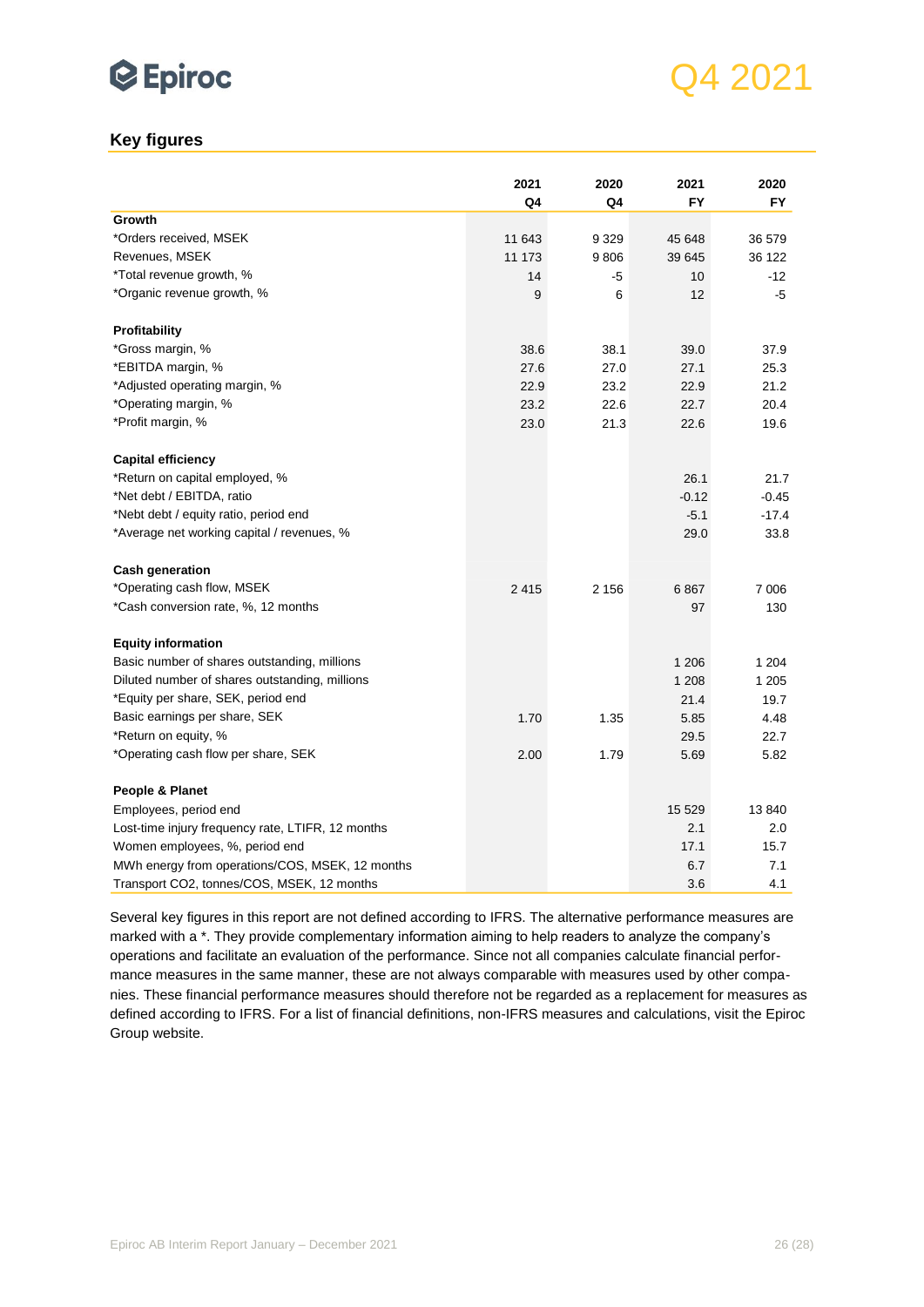## Key figures

| | 2021 Q4 | 2020 Q4 | 2021 FY | 2020 FY |
|---|---|---|---|---|
| **Growth** | | | | |
| *Orders received, MSEK | 11 643 | 9 329 | 45 648 | 36 579 |
| Revenues, MSEK | 11 173 | 9 806 | 39 645 | 36 122 |
| *Total revenue growth, % | 14 | -5 | 10 | -12 |
| *Organic revenue growth, % | 9 | 6 | 12 | -5 |
| **Profitability** | | | | |
| *Gross margin, % | 38.6 | 38.1 | 39.0 | 37.9 |
| *EBITDA margin, % | 27.6 | 27.0 | 27.1 | 25.3 |
| *Adjusted operating margin, % | 22.9 | 23.2 | 22.9 | 21.2 |
| *Operating margin, % | 23.2 | 22.6 | 22.7 | 20.4 |
| *Profit margin, % | 23.0 | 21.3 | 22.6 | 19.6 |
| **Capital efficiency** | | | | |
| *Return on capital employed, % | | | 26.1 | 21.7 |
| *Net debt / EBITDA, ratio | | | -0.12 | -0.45 |
| *Nebt debt / equity ratio, period end | | | -5.1 | -17.4 |
| *Average net working capital / revenues, % | | | 29.0 | 33.8 |
| **Cash generation** | | | | |
| *Operating cash flow, MSEK | 2 415 | 2 156 | 6 867 | 7 006 |
| *Cash conversion rate, %, 12 months | | | 97 | 130 |
| **Equity information** | | | | |
| Basic number of shares outstanding, millions | | | 1 206 | 1 204 |
| Diluted number of shares outstanding, millions | | | 1 208 | 1 205 |
| *Equity per share, SEK, period end | | | 21.4 | 19.7 |
| Basic earnings per share, SEK | 1.70 | 1.35 | 5.85 | 4.48 |
| *Return on equity, % | | | 29.5 | 22.7 |
| *Operating cash flow per share, SEK | 2.00 | 1.79 | 5.69 | 5.82 |
| **People & Planet** | | | | |
| Employees, period end | | | 15 529 | 13 840 |
| Lost-time injury frequency rate, LTIFR, 12 months | | | 2.1 | 2.0 |
| Women employees, %, period end | | | 17.1 | 15.7 |
| MWh energy from operations/COS, MSEK, 12 months | | | 6.7 | 7.1 |
| Transport CO2, tonnes/COS, MSEK, 12 months | | | 3.6 | 4.1 |

Several key figures in this report are not defined according to IFRS. The alternative performance measures are marked with a *. They provide complementary information aiming to help readers to analyze the company's operations and facilitate an evaluation of the performance. Since not all companies calculate financial performance measures in the same manner, these are not always comparable with measures used by other companies. These financial performance measures should therefore not be regarded as a replacement for measures as defined according to IFRS. For a list of financial definitions, non-IFRS measures and calculations, visit the Epiroc Group website.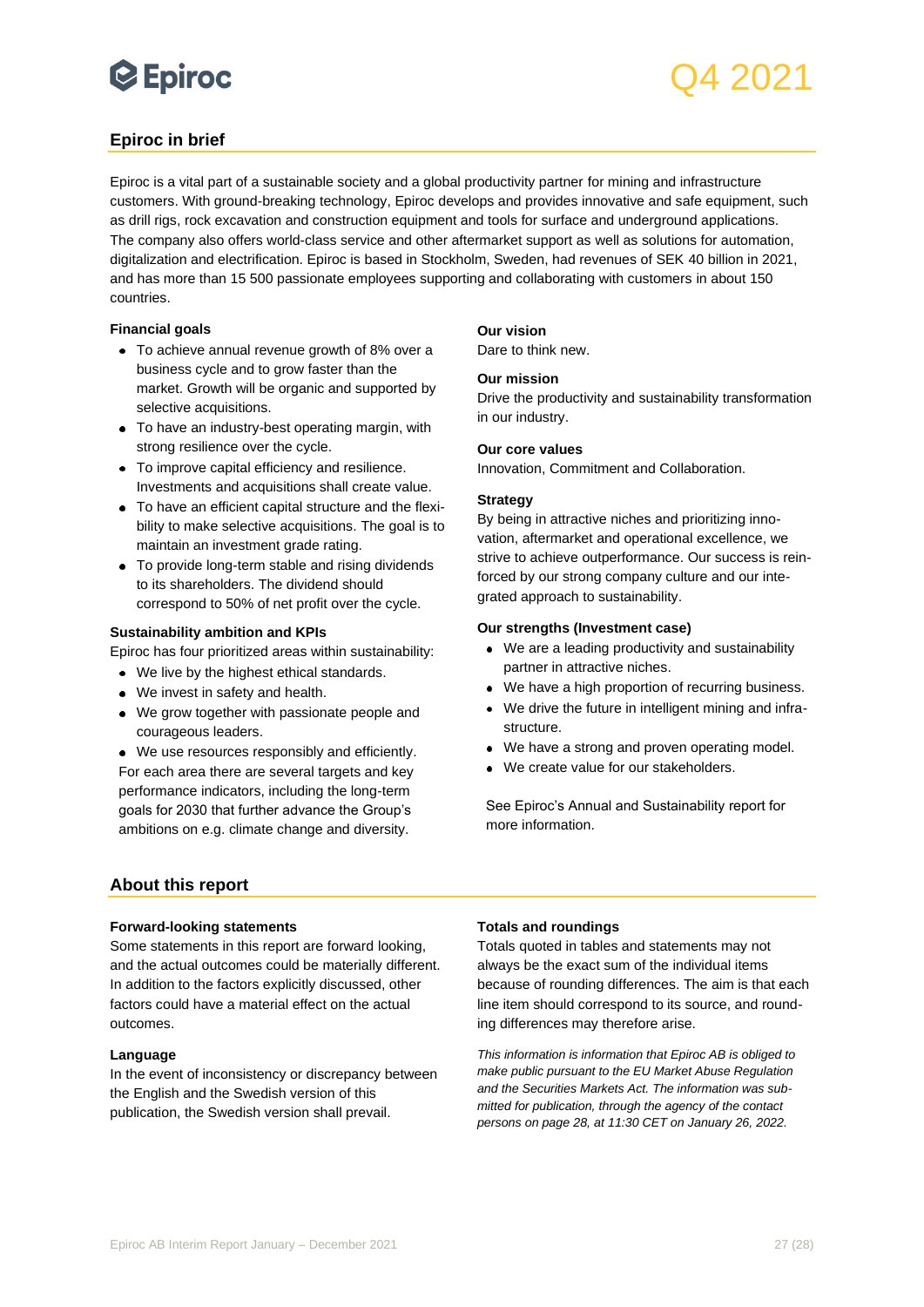## Epiroc in brief

Epiroc is a vital part of a sustainable society and a global productivity partner for mining and infrastructure customers. With ground-breaking technology, Epiroc develops and provides innovative and safe equipment, such as drill rigs, rock excavation and construction equipment and tools for surface and underground applications. The company also offers world-class service and other aftermarket support as well as solutions for automation, digitalization and electrification. Epiroc is based in Stockholm, Sweden, had revenues of SEK 40 billion in 2021, and has more than 15 500 passionate employees supporting and collaborating with customers in about 150 countries.

### Financial goals

- To achieve annual revenue growth of 8% over a business cycle and to grow faster than the market. Growth will be organic and supported by selective acquisitions.
- To have an industry-best operating margin, with strong resilience over the cycle.
- To improve capital efficiency and resilience. Investments and acquisitions shall create value.
- To have an efficient capital structure and the flexibility to make selective acquisitions. The goal is to maintain an investment grade rating.
- To provide long-term stable and rising dividends to its shareholders. The dividend should correspond to 50% of net profit over the cycle.

### Sustainability ambition and KPIs

Epiroc has four prioritized areas within sustainability:

- We live by the highest ethical standards.
- We invest in safety and health.
- We grow together with passionate people and courageous leaders.
- We use resources responsibly and efficiently.

For each area there are several targets and key performance indicators, including the long-term goals for 2030 that further advance the Group's ambitions on e.g. climate change and diversity.

### Our vision

Dare to think new.

### Our mission

Drive the productivity and sustainability transformation in our industry.

### Our core values

Innovation, Commitment and Collaboration.

### Strategy

By being in attractive niches and prioritizing innovation, aftermarket and operational excellence, we strive to achieve outperformance. Our success is reinforced by our strong company culture and our integrated approach to sustainability.

### Our strengths (Investment case)

- We are a leading productivity and sustainability partner in attractive niches.
- We have a high proportion of recurring business.
- We drive the future in intelligent mining and infrastructure.
- We have a strong and proven operating model.
- We create value for our stakeholders.

See Epiroc's Annual and Sustainability report for more information.

## About this report

### Forward-looking statements

Some statements in this report are forward looking, and the actual outcomes could be materially different. In addition to the factors explicitly discussed, other factors could have a material effect on the actual outcomes.

### Language

In the event of inconsistency or discrepancy between the English and the Swedish version of this publication, the Swedish version shall prevail.

### Totals and roundings

Totals quoted in tables and statements may not always be the exact sum of the individual items because of rounding differences. The aim is that each line item should correspond to its source, and rounding differences may therefore arise.

*This information is information that Epiroc AB is obliged to make public pursuant to the EU Market Abuse Regulation and the Securities Markets Act. The information was submitted for publication, through the agency of the contact persons on page 28, at 11:30 CET on January 26, 2022.*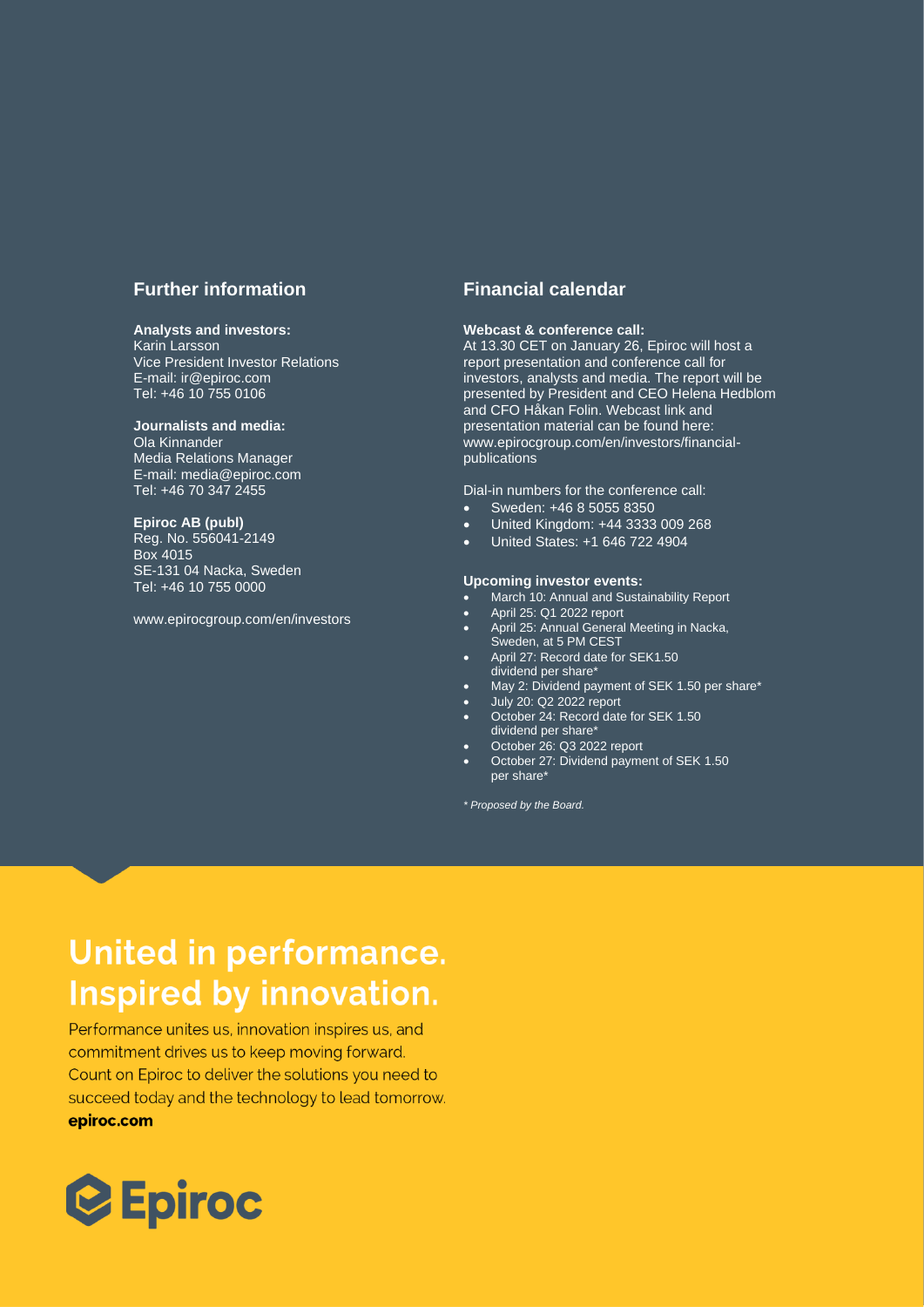## Further information

**Analysts and investors:**
Karin Larsson
Vice President Investor Relations
E-mail: ir@epiroc.com
Tel: +46 10 755 0106

**Journalists and media:**
Ola Kinnander
Media Relations Manager
E-mail: media@epiroc.com
Tel: +46 70 347 2455

**Epiroc AB (publ)**
Reg. No. 556041-2149
Box 4015
SE-131 04 Nacka, Sweden
Tel: +46 10 755 0000

www.epirocgroup.com/en/investors

## Financial calendar

**Webcast & conference call:**
At 13.30 CET on January 26, Epiroc will host a report presentation and conference call for investors, analysts and media. The report will be presented by President and CEO Helena Hedblom and CFO Håkan Folin. Webcast link and presentation material can be found here: www.epirocgroup.com/en/investors/financial-publications

Dial-in numbers for the conference call:

- Sweden: +46 8 5055 8350
- United Kingdom: +44 3333 009 268
- United States: +1 646 722 4904

**Upcoming investor events:**

- March 10: Annual and Sustainability Report
- April 25: Q1 2022 report
- April 25: Annual General Meeting in Nacka, Sweden, at 5 PM CEST
- April 27: Record date for SEK1.50 dividend per share*
- May 2: Dividend payment of SEK 1.50 per share*
- July 20: Q2 2022 report
- October 24: Record date for SEK 1.50 dividend per share*
- October 26: Q3 2022 report
- October 27: Dividend payment of SEK 1.50 per share*

*\* Proposed by the Board.*

# United in performance. Inspired by innovation.

Performance unites us, innovation inspires us, and commitment drives us to keep moving forward. Count on Epiroc to deliver the solutions you need to succeed today and the technology to lead tomorrow.

**epiroc.com**

Epiroc